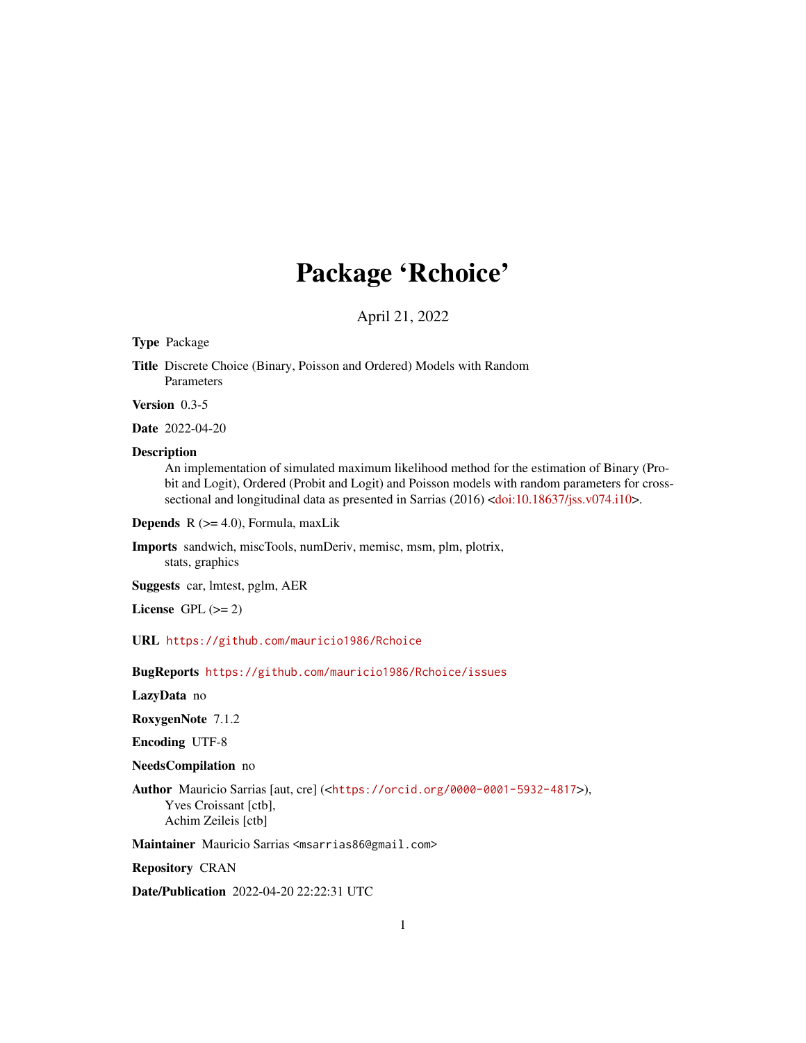# Package 'Rchoice'

April 21, 2022

**Type** Package

**Title** Discrete Choice (Binary, Poisson and Ordered) Models with Random Parameters

**Version** 0.3-5

**Date** 2022-04-20

**Description**
An implementation of simulated maximum likelihood method for the estimation of Binary (Probit and Logit), Ordered (Probit and Logit) and Poisson models with random parameters for cross-sectional and longitudinal data as presented in Sarrias (2016) <doi:10.18637/jss.v074.i10>.

**Depends** R (>= 4.0), Formula, maxLik

**Imports** sandwich, miscTools, numDeriv, memisc, msm, plm, plotrix, stats, graphics

**Suggests** car, lmtest, pglm, AER

**License** GPL (>= 2)

**URL** https://github.com/mauricio1986/Rchoice

**BugReports** https://github.com/mauricio1986/Rchoice/issues

**LazyData** no

**RoxygenNote** 7.1.2

**Encoding** UTF-8

**NeedsCompilation** no

**Author** Mauricio Sarrias [aut, cre] (<https://orcid.org/0000-0001-5932-4817>), Yves Croissant [ctb], Achim Zeileis [ctb]

**Maintainer** Mauricio Sarrias <msarrias86@gmail.com>

**Repository** CRAN

**Date/Publication** 2022-04-20 22:22:31 UTC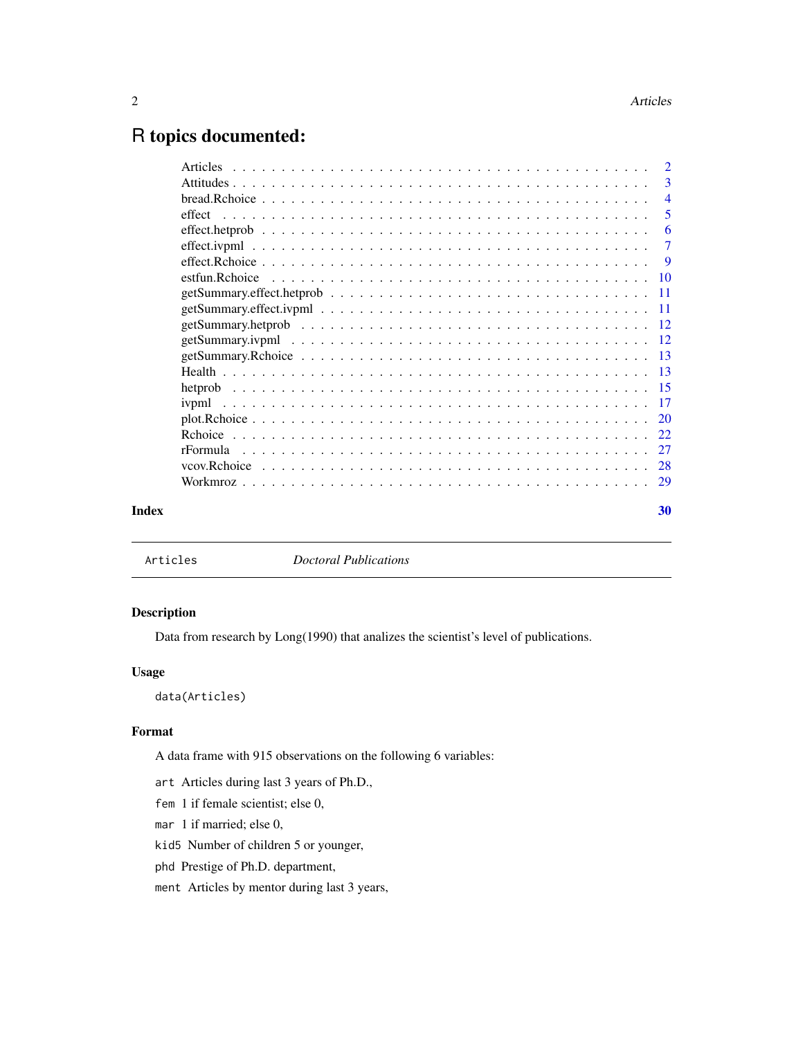# R topics documented:

| | |
|---|---|
| Articles | 2 |
| Attitudes | 3 |
| bread.Rchoice | 4 |
| effect | 5 |
| effect.hetprob | 6 |
| effect.ivpml | 7 |
| effect.Rchoice | 9 |
| estfun.Rchoice | 10 |
| getSummary.effect.hetprob | 11 |
| getSummary.effect.ivpml | 11 |
| getSummary.hetprob | 12 |
| getSummary.ivpml | 12 |
| getSummary.Rchoice | 13 |
| Health | 13 |
| hetprob | 15 |
| ivpml | 17 |
| plot.Rchoice | 20 |
| Rchoice | 22 |
| rFormula | 27 |
| vcov.Rchoice | 28 |
| Workmroz | 29 |
| **Index** | **30** |

---

`Articles` *Doctoral Publications*

---

## Description

Data from research by Long(1990) that analizes the scientist's level of publications.

## Usage

```
data(Articles)
```

## Format

A data frame with 915 observations on the following 6 variables:

`art` Articles during last 3 years of Ph.D.,

`fem` 1 if female scientist; else 0,

`mar` 1 if married; else 0,

`kid5` Number of children 5 or younger,

`phd` Prestige of Ph.D. department,

`ment` Articles by mentor during last 3 years,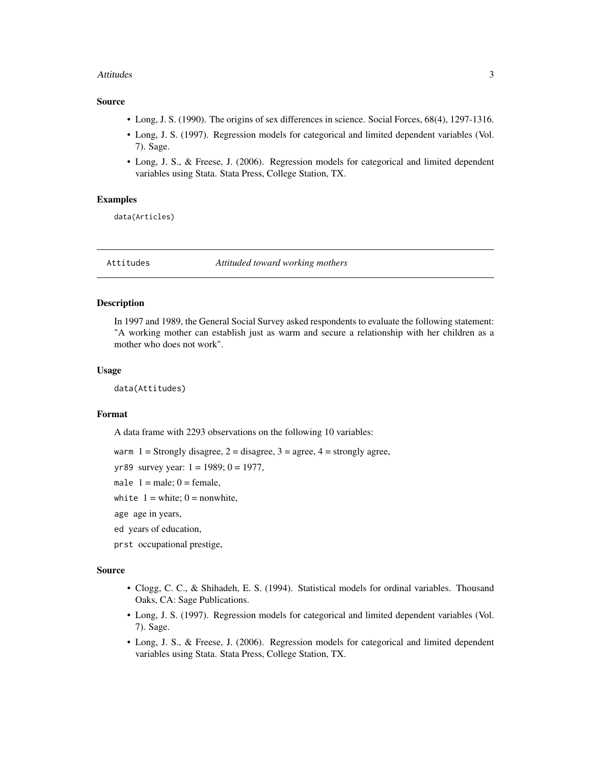### Source

- Long, J. S. (1990). The origins of sex differences in science. Social Forces, 68(4), 1297-1316.
- Long, J. S. (1997). Regression models for categorical and limited dependent variables (Vol. 7). Sage.
- Long, J. S., & Freese, J. (2006). Regression models for categorical and limited dependent variables using Stata. Stata Press, College Station, TX.

### Examples

```
data(Articles)
```

---

## Attitudes — *Attituded toward working mothers*

---

### Description

In 1997 and 1989, the General Social Survey asked respondents to evaluate the following statement: "A working mother can establish just as warm and secure a relationship with her children as a mother who does not work".

### Usage

```
data(Attitudes)
```

### Format

A data frame with 2293 observations on the following 10 variables:

`warm` 1 = Strongly disagree, 2 = disagree, 3 = agree, 4 = strongly agree,

`yr89` survey year: 1 = 1989; 0 = 1977,

`male` 1 = male; 0 = female,

`white` 1 = white; 0 = nonwhite,

`age` age in years,

`ed` years of education,

`prst` occupational prestige,

### Source

- Clogg, C. C., & Shihadeh, E. S. (1994). Statistical models for ordinal variables. Thousand Oaks, CA: Sage Publications.
- Long, J. S. (1997). Regression models for categorical and limited dependent variables (Vol. 7). Sage.
- Long, J. S., & Freese, J. (2006). Regression models for categorical and limited dependent variables using Stata. Stata Press, College Station, TX.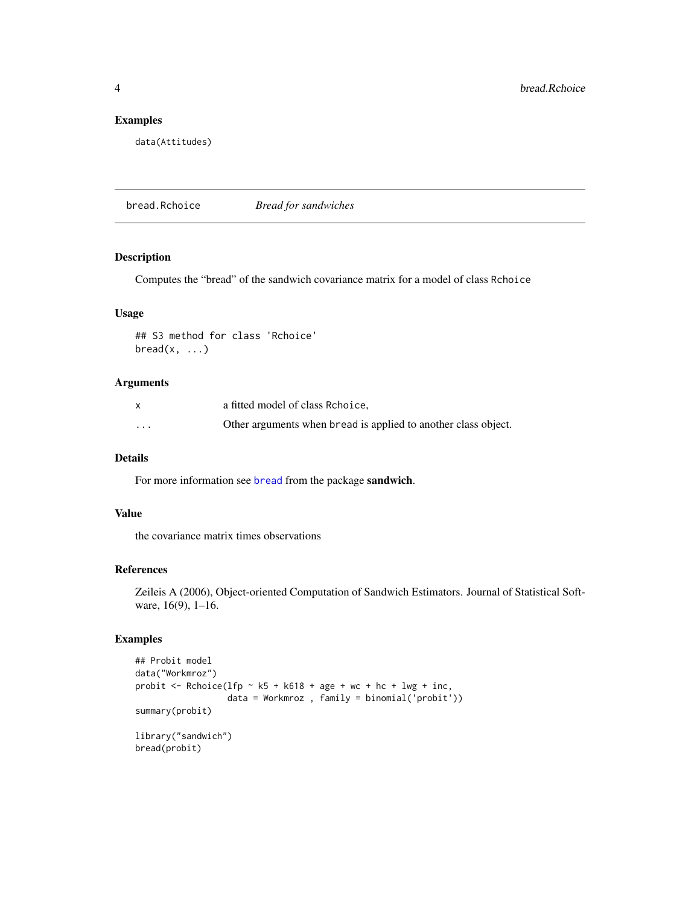## Examples

```
data(Attitudes)
```

---

# bread.Rchoice    *Bread for sandwiches*

## Description

Computes the "bread" of the sandwich covariance matrix for a model of class Rchoice

## Usage

```
## S3 method for class 'Rchoice'
bread(x, ...)
```

## Arguments

| | |
|---|---|
| x | a fitted model of class Rchoice, |
| ... | Other arguments when bread is applied to another class object. |

## Details

For more information see bread from the package **sandwich**.

## Value

the covariance matrix times observations

## References

Zeileis A (2006), Object-oriented Computation of Sandwich Estimators. Journal of Statistical Software, 16(9), 1–16.

## Examples

```
## Probit model
data("Workmroz")
probit <- Rchoice(lfp ~ k5 + k618 + age + wc + hc + lwg + inc,
                  data = Workmroz , family = binomial('probit'))
summary(probit)

library("sandwich")
bread(probit)
```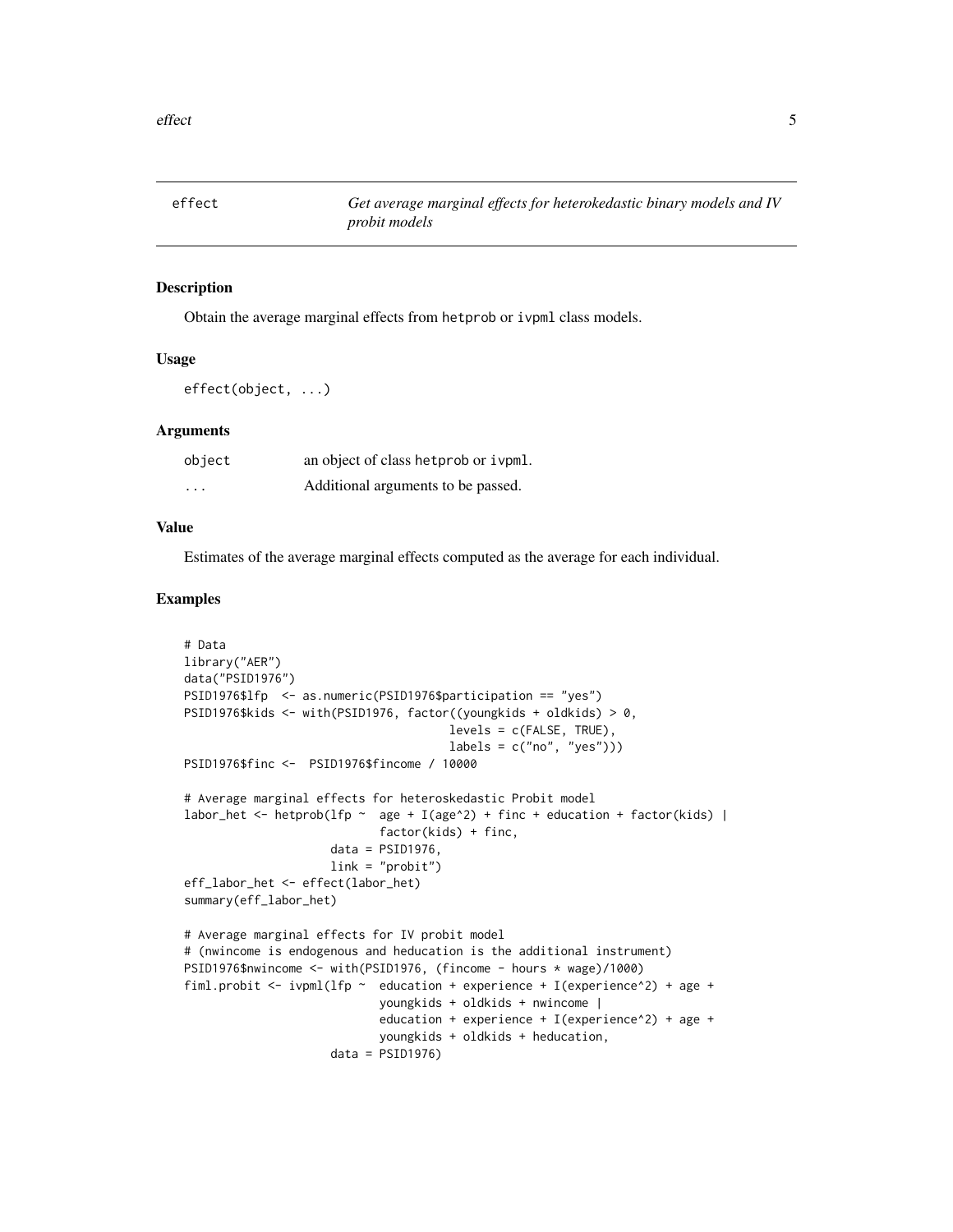# effect — *Get average marginal effects for heterokedastic binary models and IV probit models*

## Description

Obtain the average marginal effects from hetprob or ivpml class models.

## Usage

```
effect(object, ...)
```

## Arguments

| | |
|---|---|
| object | an object of class hetprob or ivpml. |
| ... | Additional arguments to be passed. |

## Value

Estimates of the average marginal effects computed as the average for each individual.

## Examples

```
# Data
library("AER")
data("PSID1976")
PSID1976$lfp  <- as.numeric(PSID1976$participation == "yes")
PSID1976$kids <- with(PSID1976, factor((youngkids + oldkids) > 0,
                                       levels = c(FALSE, TRUE),
                                       labels = c("no", "yes")))
PSID1976$finc <-  PSID1976$fincome / 10000

# Average marginal effects for heteroskedastic Probit model
labor_het <- hetprob(lfp ~  age + I(age^2) + finc + education + factor(kids) |
                            factor(kids) + finc,
                     data = PSID1976,
                     link = "probit")
eff_labor_het <- effect(labor_het)
summary(eff_labor_het)

# Average marginal effects for IV probit model
# (nwincome is endogenous and heducation is the additional instrument)
PSID1976$nwincome <- with(PSID1976, (fincome - hours * wage)/1000)
fiml.probit <- ivpml(lfp ~  education + experience + I(experience^2) + age +
                            youngkids + oldkids + nwincome |
                            education + experience + I(experience^2) + age +
                            youngkids + oldkids + heducation,
                     data = PSID1976)
```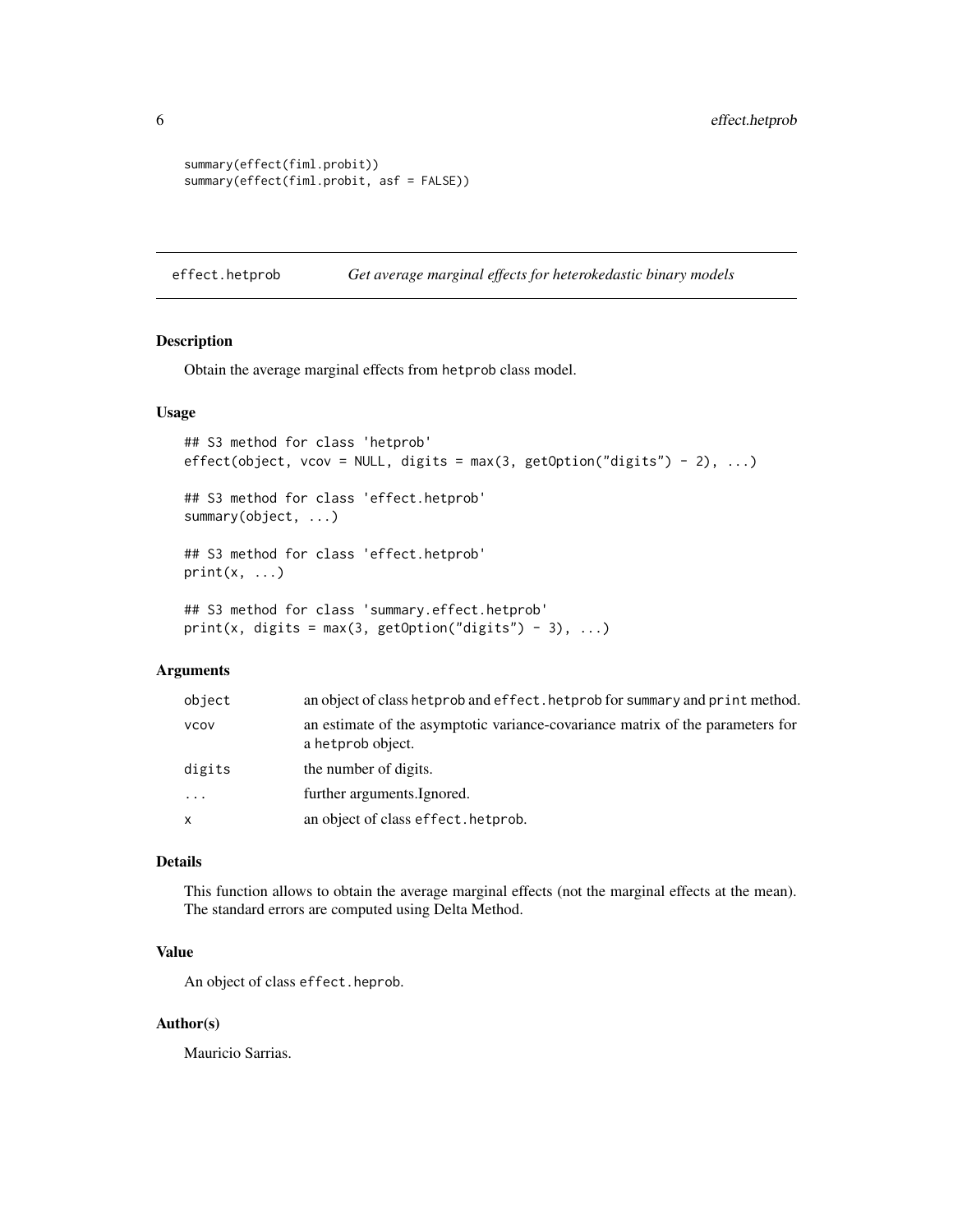```
summary(effect(fiml.probit))
summary(effect(fiml.probit, asf = FALSE))
```

## effect.hetprob — *Get average marginal effects for heterokedastic binary models*

### Description

Obtain the average marginal effects from hetprob class model.

### Usage

```
## S3 method for class 'hetprob'
effect(object, vcov = NULL, digits = max(3, getOption("digits") - 2), ...)

## S3 method for class 'effect.hetprob'
summary(object, ...)

## S3 method for class 'effect.hetprob'
print(x, ...)

## S3 method for class 'summary.effect.hetprob'
print(x, digits = max(3, getOption("digits") - 3), ...)
```

### Arguments

| | |
|---|---|
| object | an object of class hetprob and effect.hetprob for summary and print method. |
| vcov | an estimate of the asymptotic variance-covariance matrix of the parameters for a hetprob object. |
| digits | the number of digits. |
| ... | further arguments.Ignored. |
| x | an object of class effect.hetprob. |

### Details

This function allows to obtain the average marginal effects (not the marginal effects at the mean). The standard errors are computed using Delta Method.

### Value

An object of class effect.heprob.

### Author(s)

Mauricio Sarrias.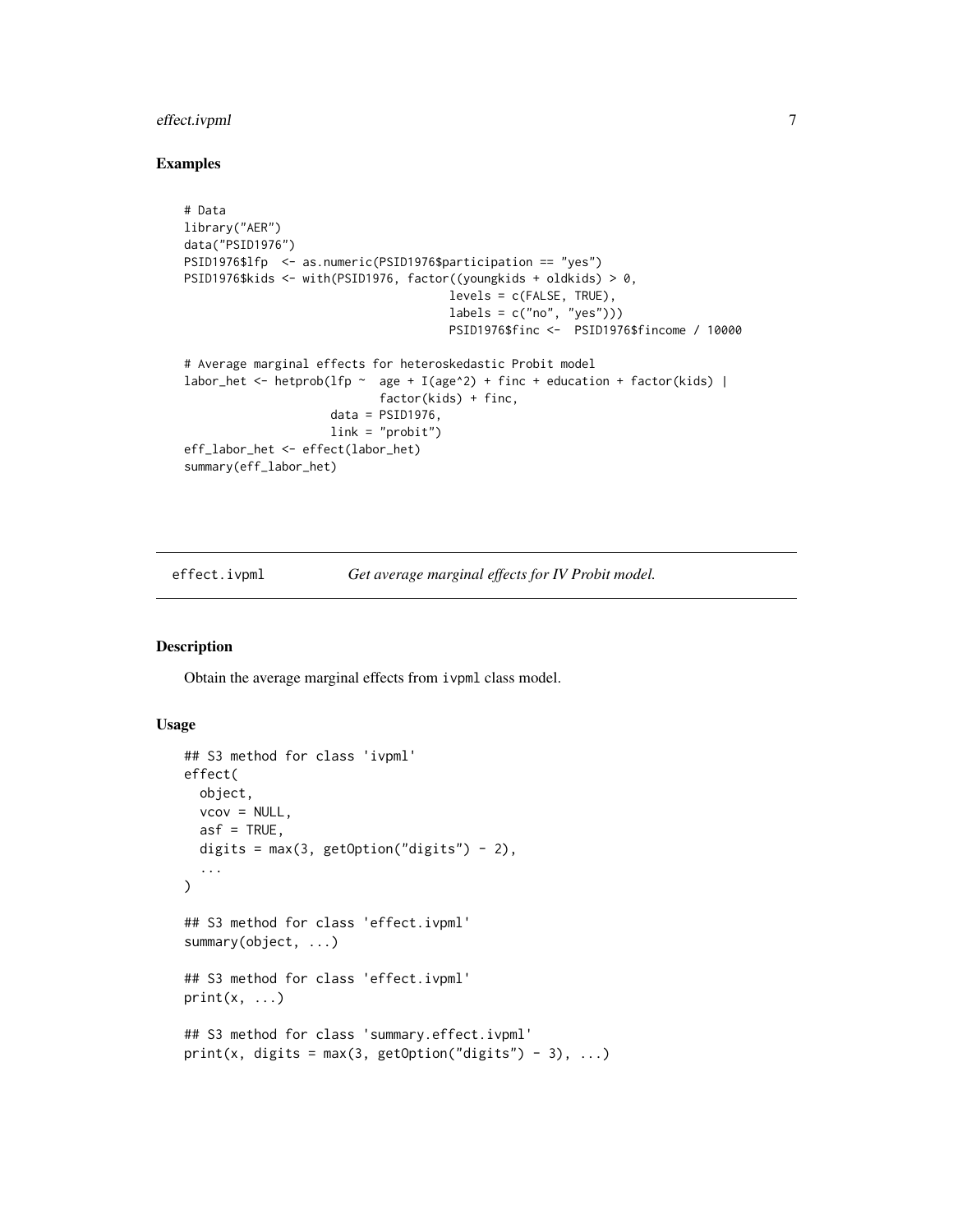### Examples

```
# Data
library("AER")
data("PSID1976")
PSID1976$lfp  <- as.numeric(PSID1976$participation == "yes")
PSID1976$kids <- with(PSID1976, factor((youngkids + oldkids) > 0,
                                      levels = c(FALSE, TRUE),
                                      labels = c("no", "yes")))
                                      PSID1976$finc <-  PSID1976$fincome / 10000

# Average marginal effects for heteroskedastic Probit model
labor_het <- hetprob(lfp ~  age + I(age^2) + finc + education + factor(kids) |
                            factor(kids) + finc,
                      data = PSID1976,
                      link = "probit")
eff_labor_het <- effect(labor_het)
summary(eff_labor_het)
```

---

## effect.ivpml — *Get average marginal effects for IV Probit model.*

### Description

Obtain the average marginal effects from `ivpml` class model.

### Usage

```
## S3 method for class 'ivpml'
effect(
  object,
  vcov = NULL,
  asf = TRUE,
  digits = max(3, getOption("digits") - 2),
  ...
)

## S3 method for class 'effect.ivpml'
summary(object, ...)

## S3 method for class 'effect.ivpml'
print(x, ...)

## S3 method for class 'summary.effect.ivpml'
print(x, digits = max(3, getOption("digits") - 3), ...)
```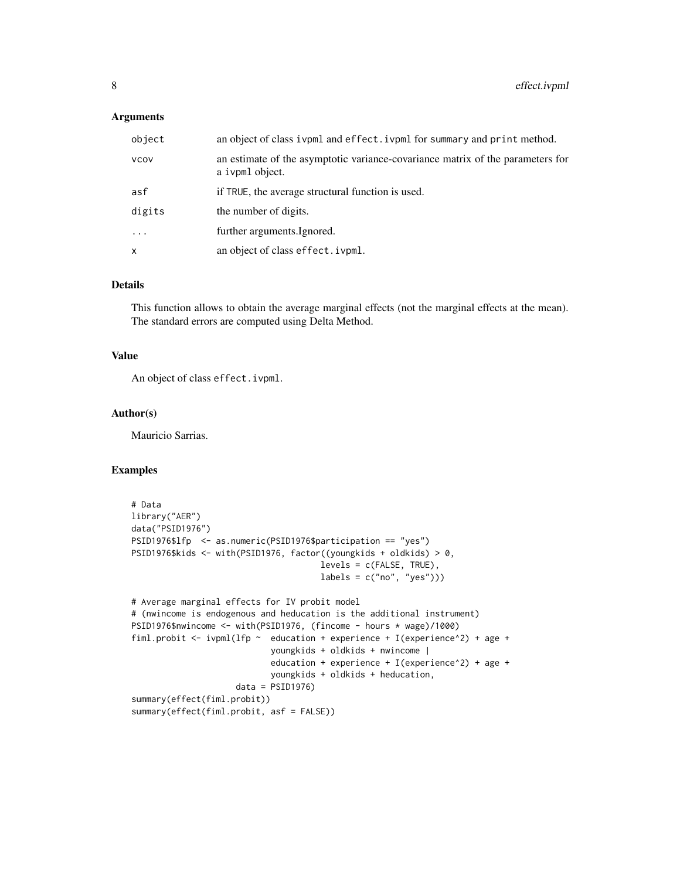### Arguments

| | |
|---|---|
| `object` | an object of class `ivpml` and `effect.ivpml` for `summary` and `print` method. |
| `vcov` | an estimate of the asymptotic variance-covariance matrix of the parameters for a `ivpml` object. |
| `asf` | if `TRUE`, the average structural function is used. |
| `digits` | the number of digits. |
| `...` | further arguments.Ignored. |
| `x` | an object of class `effect.ivpml`. |

### Details

This function allows to obtain the average marginal effects (not the marginal effects at the mean). The standard errors are computed using Delta Method.

### Value

An object of class `effect.ivpml`.

### Author(s)

Mauricio Sarrias.

### Examples

```
# Data
library("AER")
data("PSID1976")
PSID1976$lfp  <- as.numeric(PSID1976$participation == "yes")
PSID1976$kids <- with(PSID1976, factor((youngkids + oldkids) > 0,
                                       levels = c(FALSE, TRUE),
                                       labels = c("no", "yes")))

# Average marginal effects for IV probit model
# (nwincome is endogenous and heducation is the additional instrument)
PSID1976$nwincome <- with(PSID1976, (fincome - hours * wage)/1000)
fiml.probit <- ivpml(lfp ~  education + experience + I(experience^2) + age +
                            youngkids + oldkids + nwincome |
                            education + experience + I(experience^2) + age +
                            youngkids + oldkids + heducation,
                     data = PSID1976)
summary(effect(fiml.probit))
summary(effect(fiml.probit, asf = FALSE))
```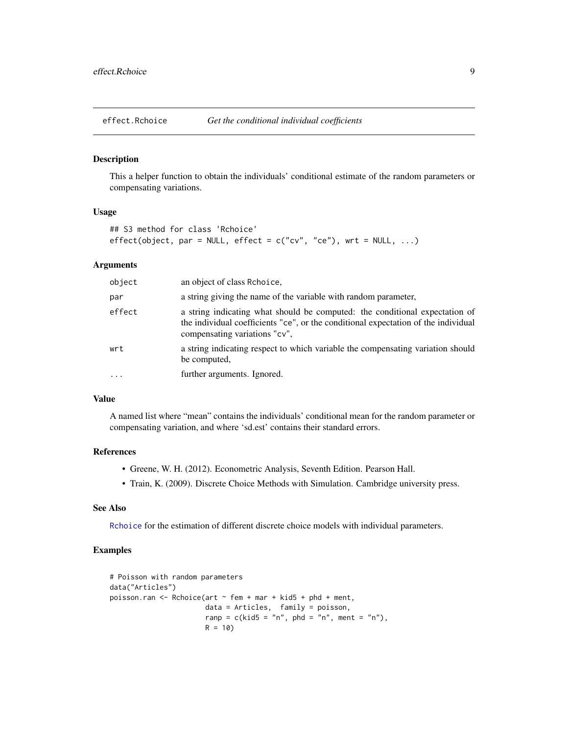# effect.Rchoice *Get the conditional individual coefficients*

## Description

This a helper function to obtain the individuals' conditional estimate of the random parameters or compensating variations.

## Usage

```
## S3 method for class 'Rchoice'
effect(object, par = NULL, effect = c("cv", "ce"), wrt = NULL, ...)
```

## Arguments

| | |
|---|---|
| `object` | an object of class `Rchoice`, |
| `par` | a string giving the name of the variable with random parameter, |
| `effect` | a string indicating what should be computed: the conditional expectation of the individual coefficients `"ce"`, or the conditional expectation of the individual compensating variations `"cv"`, |
| `wrt` | a string indicating respect to which variable the compensating variation should be computed, |
| `...` | further arguments. Ignored. |

## Value

A named list where "mean" contains the individuals' conditional mean for the random parameter or compensating variation, and where 'sd.est' contains their standard errors.

## References

- Greene, W. H. (2012). Econometric Analysis, Seventh Edition. Pearson Hall.
- Train, K. (2009). Discrete Choice Methods with Simulation. Cambridge university press.

## See Also

`Rchoice` for the estimation of different discrete choice models with individual parameters.

## Examples

```
# Poisson with random parameters
data("Articles")
poisson.ran <- Rchoice(art ~ fem + mar + kid5 + phd + ment,
                      data = Articles,  family = poisson,
                      ranp = c(kid5 = "n", phd = "n", ment = "n"),
                      R = 10)
```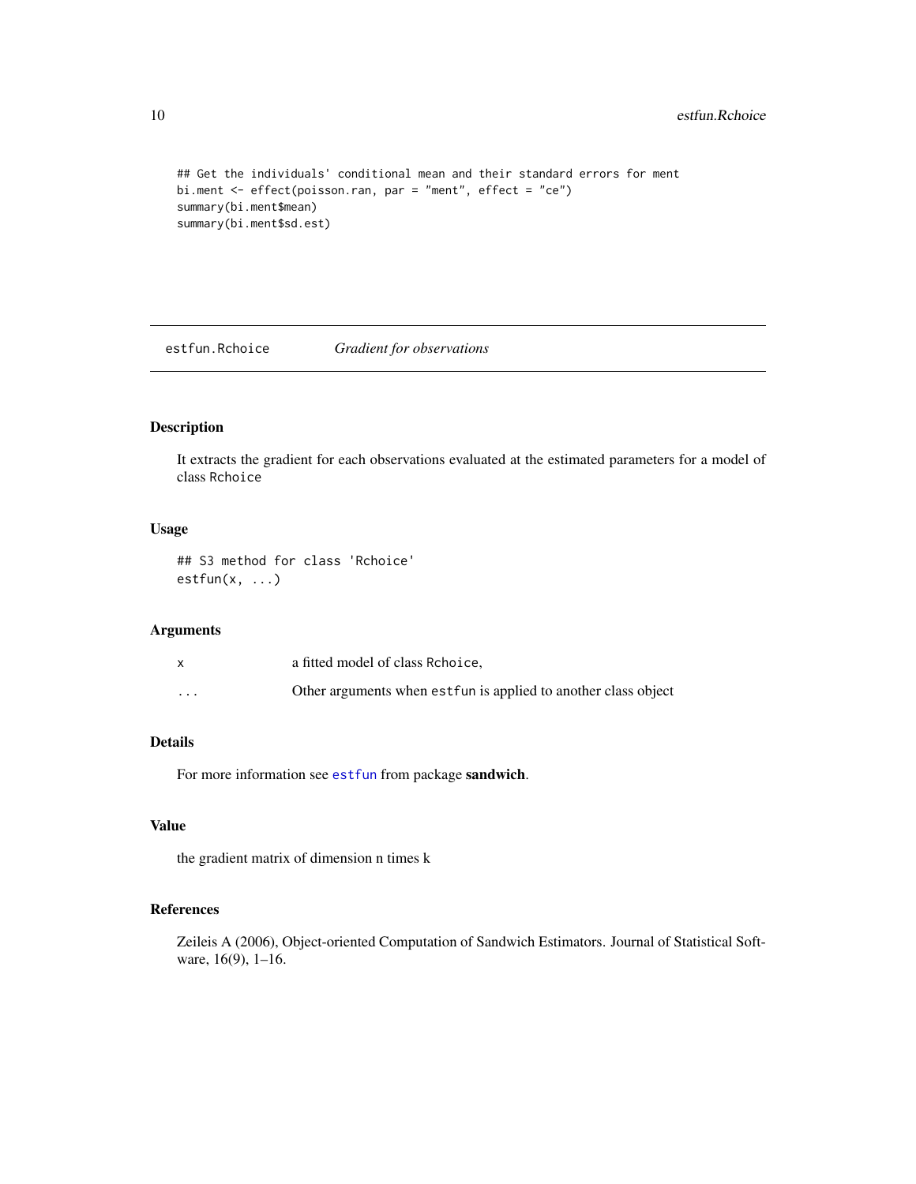```
## Get the individuals' conditional mean and their standard errors for ment
bi.ment <- effect(poisson.ran, par = "ment", effect = "ce")
summary(bi.ment$mean)
summary(bi.ment$sd.est)
```

---

## estfun.Rchoice — *Gradient for observations*

### Description

It extracts the gradient for each observations evaluated at the estimated parameters for a model of class Rchoice

### Usage

```
## S3 method for class 'Rchoice'
estfun(x, ...)
```

### Arguments

| | |
|---|---|
| x | a fitted model of class Rchoice, |
| ... | Other arguments when estfun is applied to another class object |

### Details

For more information see `estfun` from package **sandwich**.

### Value

the gradient matrix of dimension n times k

### References

Zeileis A (2006), Object-oriented Computation of Sandwich Estimators. Journal of Statistical Software, 16(9), 1–16.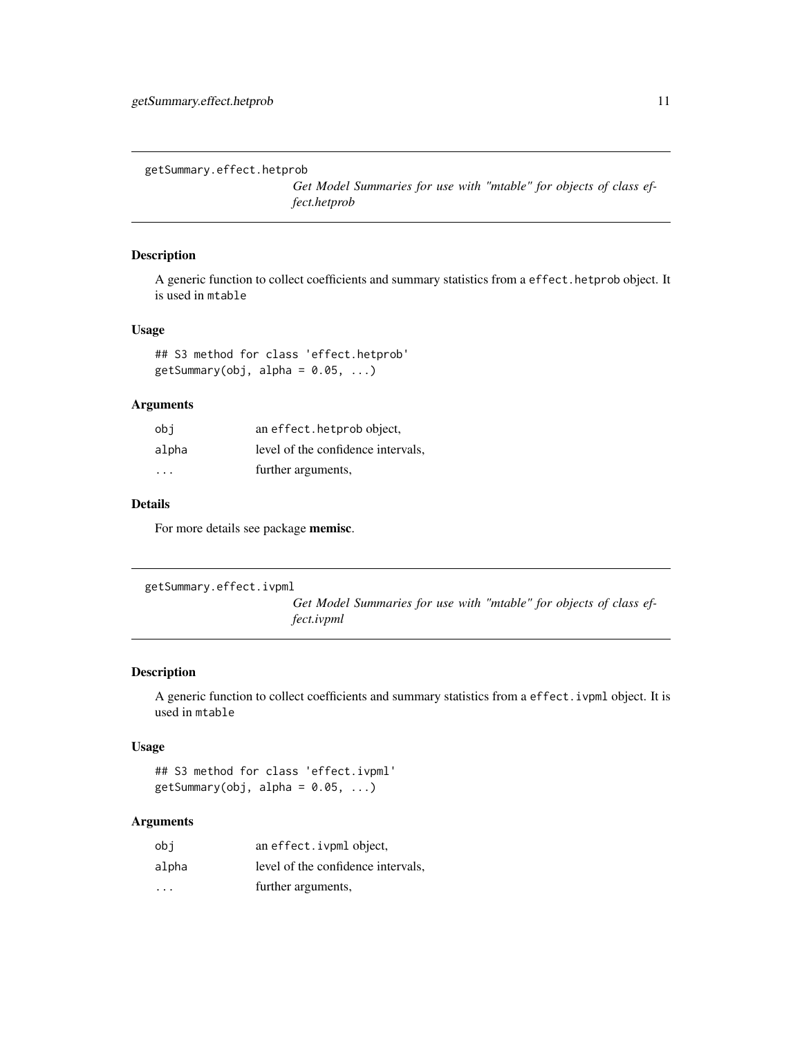## getSummary.effect.hetprob

*Get Model Summaries for use with "mtable" for objects of class effect.hetprob*

### Description

A generic function to collect coefficients and summary statistics from a `effect.hetprob` object. It is used in `mtable`

### Usage

```
## S3 method for class 'effect.hetprob'
getSummary(obj, alpha = 0.05, ...)
```

### Arguments

| | |
|---|---|
| `obj` | an `effect.hetprob` object, |
| `alpha` | level of the confidence intervals, |
| `...` | further arguments, |

### Details

For more details see package **memisc**.

## getSummary.effect.ivpml

*Get Model Summaries for use with "mtable" for objects of class effect.ivpml*

### Description

A generic function to collect coefficients and summary statistics from a `effect.ivpml` object. It is used in `mtable`

### Usage

```
## S3 method for class 'effect.ivpml'
getSummary(obj, alpha = 0.05, ...)
```

### Arguments

| | |
|---|---|
| `obj` | an `effect.ivpml` object, |
| `alpha` | level of the confidence intervals, |
| `...` | further arguments, |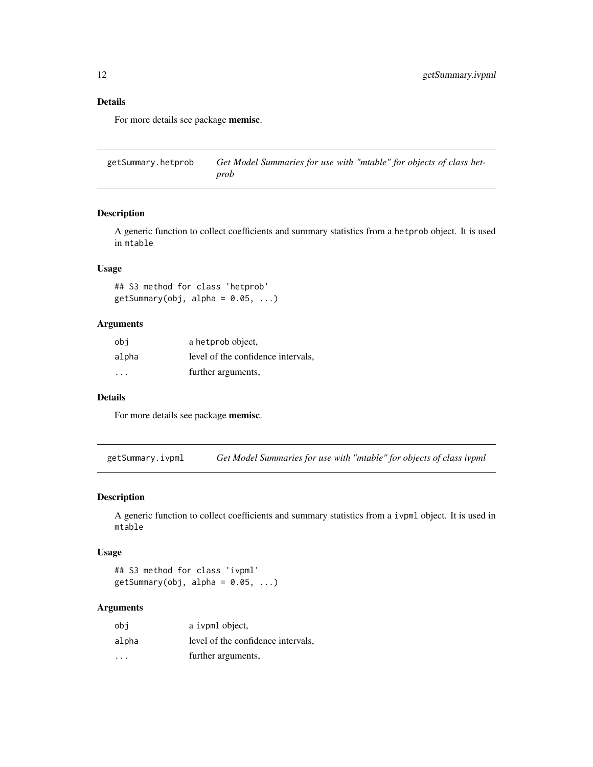### Details

For more details see package **memisc**.

## getSummary.hetprob — *Get Model Summaries for use with "mtable" for objects of class hetprob*

### Description

A generic function to collect coefficients and summary statistics from a `hetprob` object. It is used in `mtable`

### Usage

```
## S3 method for class 'hetprob'
getSummary(obj, alpha = 0.05, ...)
```

### Arguments

| | |
|---|---|
| `obj` | a `hetprob` object, |
| `alpha` | level of the confidence intervals, |
| `...` | further arguments, |

### Details

For more details see package **memisc**.

## getSummary.ivpml — *Get Model Summaries for use with "mtable" for objects of class ivpml*

### Description

A generic function to collect coefficients and summary statistics from a `ivpml` object. It is used in `mtable`

### Usage

```
## S3 method for class 'ivpml'
getSummary(obj, alpha = 0.05, ...)
```

### Arguments

| | |
|---|---|
| `obj` | a `ivpml` object, |
| `alpha` | level of the confidence intervals, |
| `...` | further arguments, |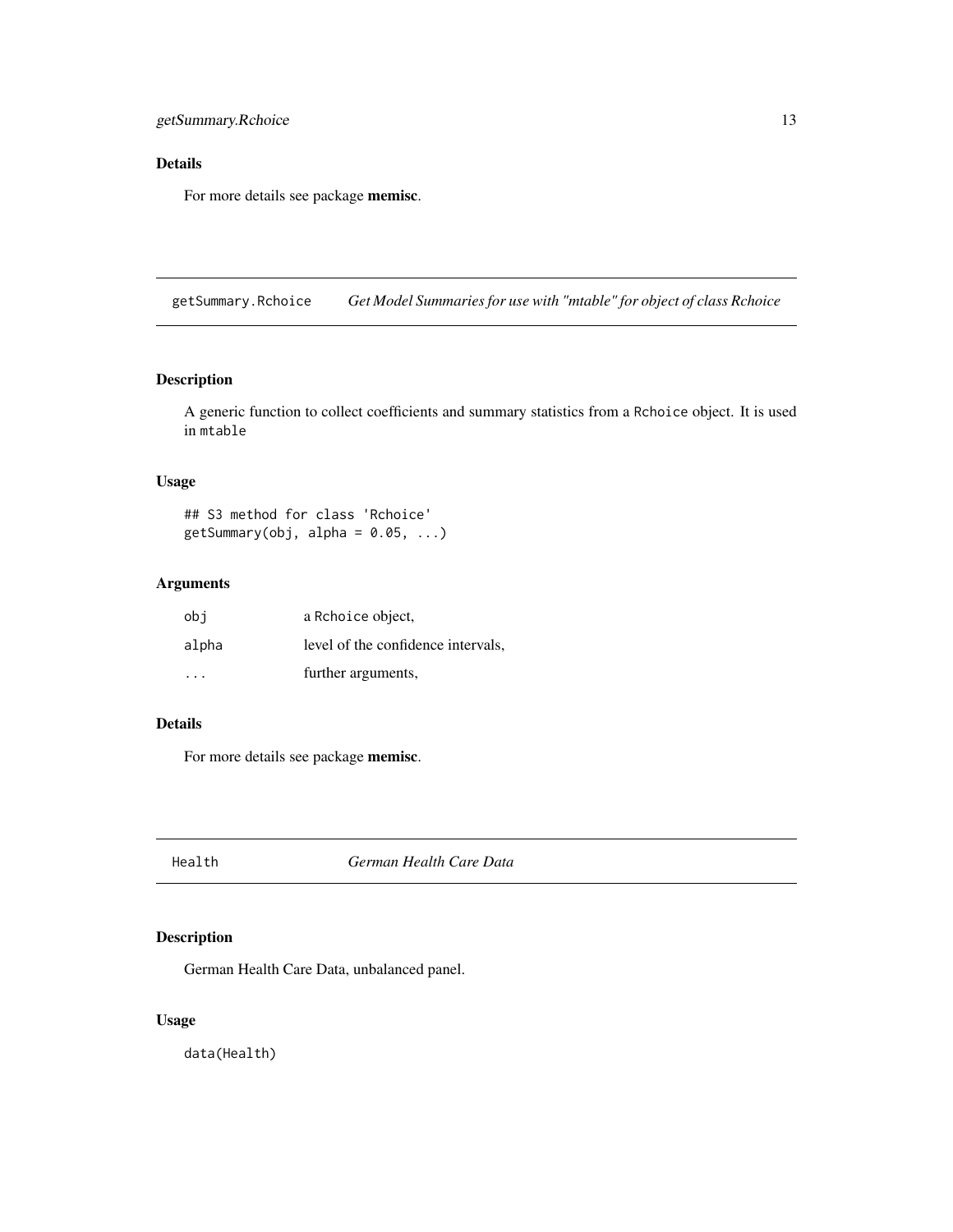### Details

For more details see package **memisc**.

---

## getSummary.Rchoice — *Get Model Summaries for use with "mtable" for object of class Rchoice*

### Description

A generic function to collect coefficients and summary statistics from a `Rchoice` object. It is used in `mtable`

### Usage

```
## S3 method for class 'Rchoice'
getSummary(obj, alpha = 0.05, ...)
```

### Arguments

| | |
|---|---|
| `obj` | a `Rchoice` object, |
| `alpha` | level of the confidence intervals, |
| `...` | further arguments, |

### Details

For more details see package **memisc**.

---

## Health — *German Health Care Data*

### Description

German Health Care Data, unbalanced panel.

### Usage

```
data(Health)
```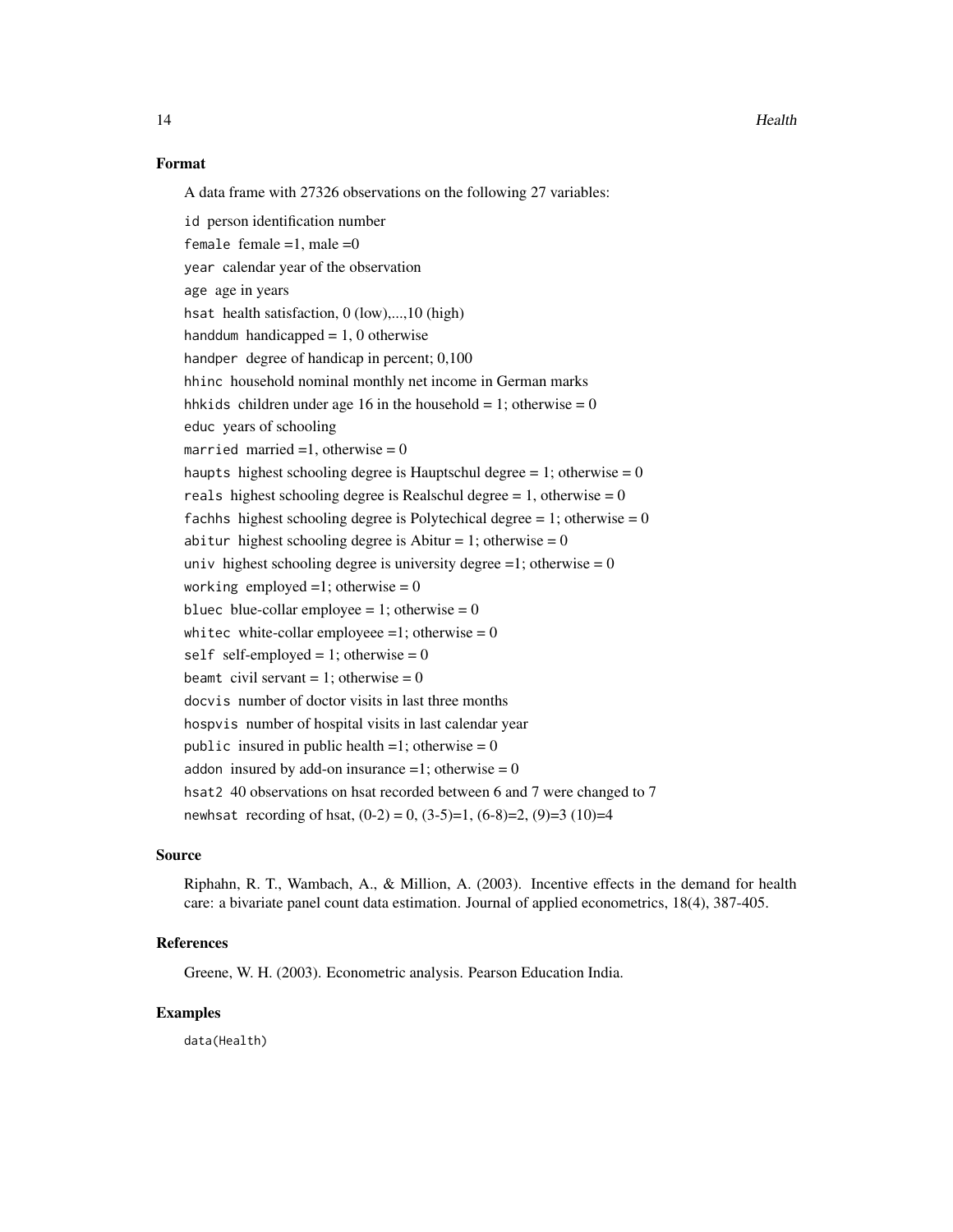### Format

A data frame with 27326 observations on the following 27 variables:

`id` person identification number

`female` female =1, male =0

`year` calendar year of the observation

`age` age in years

`hsat` health satisfaction, 0 (low),...,10 (high)

`handdum` handicapped = 1, 0 otherwise

`handper` degree of handicap in percent; 0,100

`hhinc` household nominal monthly net income in German marks

`hhkids` children under age 16 in the household = 1; otherwise = 0

`educ` years of schooling

`married` married =1, otherwise = 0

`haupts` highest schooling degree is Hauptschul degree = 1; otherwise = 0

`reals` highest schooling degree is Realschul degree = 1, otherwise = 0

`fachhs` highest schooling degree is Polytechical degree = 1; otherwise = 0

`abitur` highest schooling degree is Abitur = 1; otherwise = 0

`univ` highest schooling degree is university degree =1; otherwise = 0

`working` employed =1; otherwise = 0

`bluec` blue-collar employee = 1; otherwise = 0

`whitec` white-collar employeee =1; otherwise = 0

`self` self-employed = 1; otherwise = 0

`beamt` civil servant = 1; otherwise = 0

`docvis` number of doctor visits in last three months

`hospvis` number of hospital visits in last calendar year

`public` insured in public health =1; otherwise = 0

`addon` insured by add-on insurance =1; otherwise = 0

`hsat2` 40 observations on hsat recorded between 6 and 7 were changed to 7

`newhsat` recording of hsat, (0-2) = 0, (3-5)=1, (6-8)=2, (9)=3 (10)=4

### Source

Riphahn, R. T., Wambach, A., & Million, A. (2003). Incentive effects in the demand for health care: a bivariate panel count data estimation. Journal of applied econometrics, 18(4), 387-405.

### References

Greene, W. H. (2003). Econometric analysis. Pearson Education India.

### Examples

```
data(Health)
```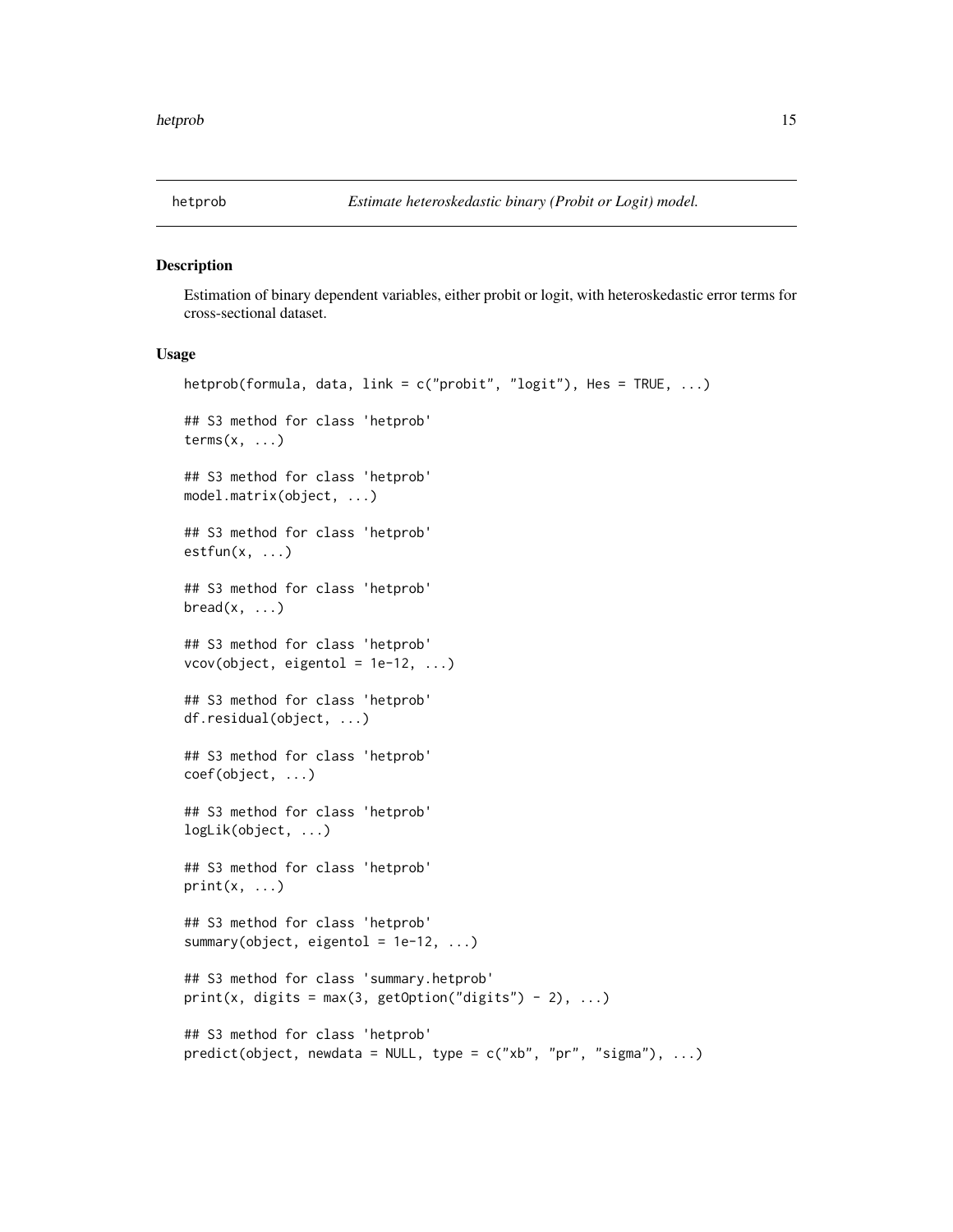# hetprob    *Estimate heteroskedastic binary (Probit or Logit) model.*

## Description

Estimation of binary dependent variables, either probit or logit, with heteroskedastic error terms for cross-sectional dataset.

## Usage

```
hetprob(formula, data, link = c("probit", "logit"), Hes = TRUE, ...)

## S3 method for class 'hetprob'
terms(x, ...)

## S3 method for class 'hetprob'
model.matrix(object, ...)

## S3 method for class 'hetprob'
estfun(x, ...)

## S3 method for class 'hetprob'
bread(x, ...)

## S3 method for class 'hetprob'
vcov(object, eigentol = 1e-12, ...)

## S3 method for class 'hetprob'
df.residual(object, ...)

## S3 method for class 'hetprob'
coef(object, ...)

## S3 method for class 'hetprob'
logLik(object, ...)

## S3 method for class 'hetprob'
print(x, ...)

## S3 method for class 'hetprob'
summary(object, eigentol = 1e-12, ...)

## S3 method for class 'summary.hetprob'
print(x, digits = max(3, getOption("digits") - 2), ...)

## S3 method for class 'hetprob'
predict(object, newdata = NULL, type = c("xb", "pr", "sigma"), ...)
```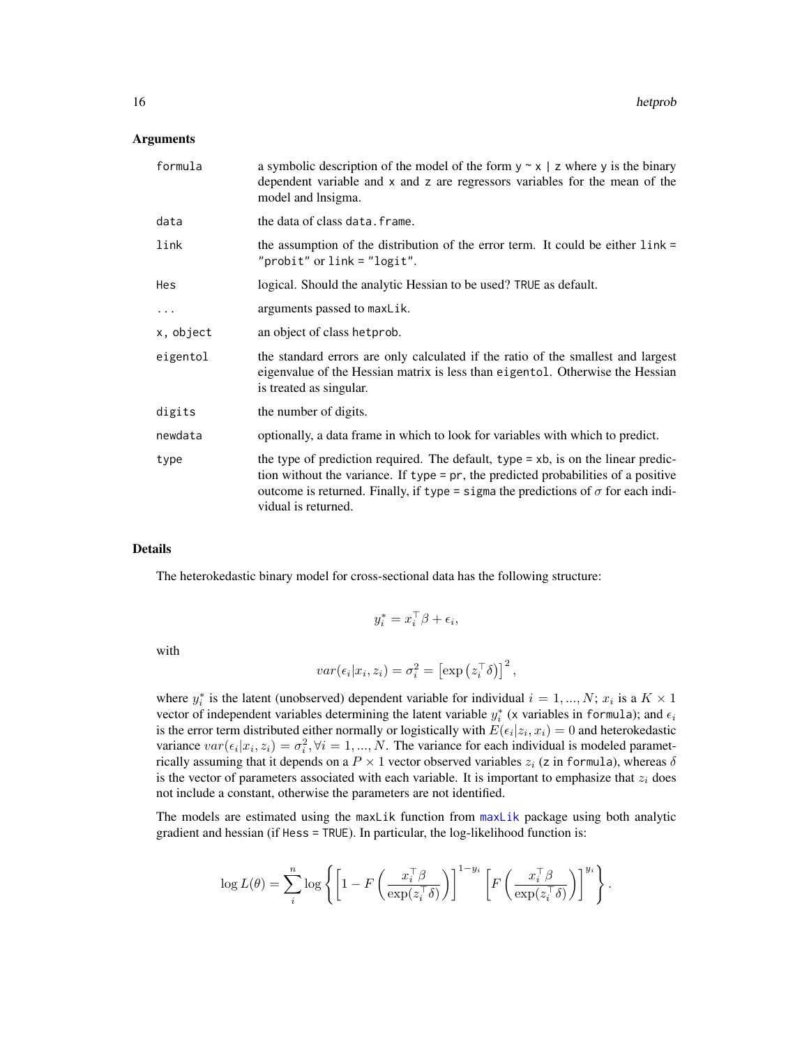## Arguments

| | |
|---|---|
| `formula` | a symbolic description of the model of the form `y ~ x | z` where `y` is the binary dependent variable and `x` and `z` are regressors variables for the mean of the model and lnsigma. |
| `data` | the data of class `data.frame`. |
| `link` | the assumption of the distribution of the error term. It could be either `link = "probit"` or `link = "logit"`. |
| `Hes` | logical. Should the analytic Hessian to be used? `TRUE` as default. |
| `...` | arguments passed to `maxLik`. |
| `x, object` | an object of class `hetprob`. |
| `eigentol` | the standard errors are only calculated if the ratio of the smallest and largest eigenvalue of the Hessian matrix is less than `eigentol`. Otherwise the Hessian is treated as singular. |
| `digits` | the number of digits. |
| `newdata` | optionally, a data frame in which to look for variables with which to predict. |
| `type` | the type of prediction required. The default, `type = xb`, is on the linear prediction without the variance. If `type = pr`, the predicted probabilities of a positive outcome is returned. Finally, if `type = sigma` the predictions of $\sigma$ for each individual is returned. |

## Details

The heterokedastic binary model for cross-sectional data has the following structure:

$$y_i^* = x_i^\top \beta + \epsilon_i,$$

with

$$var(\epsilon_i | x_i, z_i) = \sigma_i^2 = \left[\exp\left(z_i^\top \delta\right)\right]^2,$$

where $y_i^*$ is the latent (unobserved) dependent variable for individual $i = 1, ..., N$; $x_i$ is a $K \times 1$ vector of independent variables determining the latent variable $y_i^*$ (`x` variables in `formula`); and $\epsilon_i$ is the error term distributed either normally or logistically with $E(\epsilon_i | z_i, x_i) = 0$ and heterokedastic variance $var(\epsilon_i | x_i, z_i) = \sigma_i^2, \forall i = 1, ..., N$. The variance for each individual is modeled parametrically assuming that it depends on a $P \times 1$ vector observed variables $z_i$ (`z` in `formula`), whereas $\delta$ is the vector of parameters associated with each variable. It is important to emphasize that $z_i$ does not include a constant, otherwise the parameters are not identified.

The models are estimated using the `maxLik` function from `maxLik` package using both analytic gradient and hessian (if `Hess = TRUE`). In particular, the log-likelihood function is:

$$\log L(\theta) = \sum_i^n \log \left\{ \left[1 - F\left(\frac{x_i^\top \beta}{\exp(z_i^\top \delta)}\right)\right]^{1-y_i} \left[F\left(\frac{x_i^\top \beta}{\exp(z_i^\top \delta)}\right)\right]^{y_i} \right\}.$$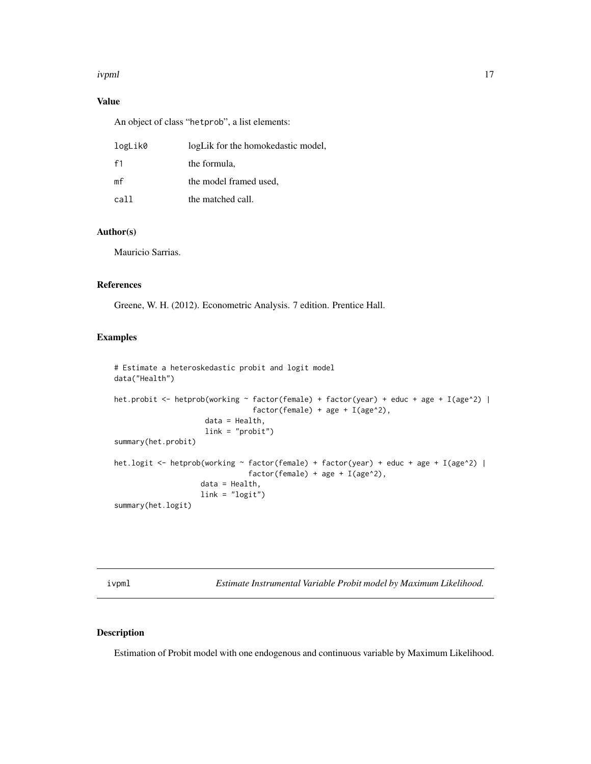## Value

An object of class "hetprob", a list elements:

| | |
|---|---|
| logLik0 | logLik for the homokedastic model, |
| f1 | the formula, |
| mf | the model framed used, |
| call | the matched call. |

## Author(s)

Mauricio Sarrias.

## References

Greene, W. H. (2012). Econometric Analysis. 7 edition. Prentice Hall.

## Examples

```
# Estimate a heteroskedastic probit and logit model
data("Health")

het.probit <- hetprob(working ~ factor(female) + factor(year) + educ + age + I(age^2) |
                                factor(female) + age + I(age^2),
                     data = Health,
                     link = "probit")
summary(het.probit)

het.logit <- hetprob(working ~ factor(female) + factor(year) + educ + age + I(age^2) |
                               factor(female) + age + I(age^2),
                    data = Health,
                    link = "logit")
summary(het.logit)
```

---

# ivpml — *Estimate Instrumental Variable Probit model by Maximum Likelihood.*

## Description

Estimation of Probit model with one endogenous and continuous variable by Maximum Likelihood.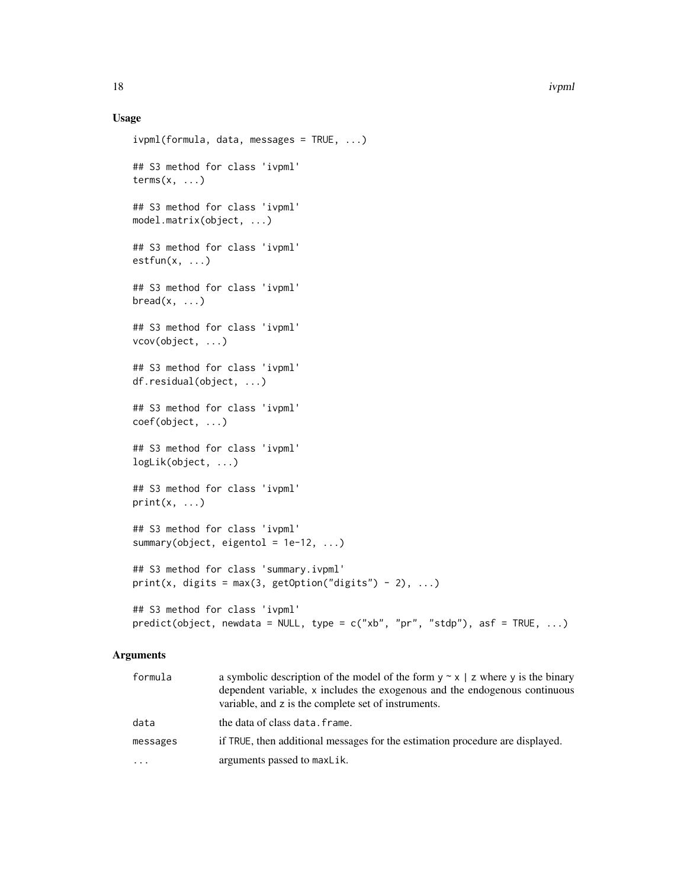## Usage

```
ivpml(formula, data, messages = TRUE, ...)

## S3 method for class 'ivpml'
terms(x, ...)

## S3 method for class 'ivpml'
model.matrix(object, ...)

## S3 method for class 'ivpml'
estfun(x, ...)

## S3 method for class 'ivpml'
bread(x, ...)

## S3 method for class 'ivpml'
vcov(object, ...)

## S3 method for class 'ivpml'
df.residual(object, ...)

## S3 method for class 'ivpml'
coef(object, ...)

## S3 method for class 'ivpml'
logLik(object, ...)

## S3 method for class 'ivpml'
print(x, ...)

## S3 method for class 'ivpml'
summary(object, eigentol = 1e-12, ...)

## S3 method for class 'summary.ivpml'
print(x, digits = max(3, getOption("digits") - 2), ...)

## S3 method for class 'ivpml'
predict(object, newdata = NULL, type = c("xb", "pr", "stdp"), asf = TRUE, ...)
```

## Arguments

| | |
|---|---|
| `formula` | a symbolic description of the model of the form `y ~ x | z` where `y` is the binary dependent variable, `x` includes the exogenous and the endogenous continuous variable, and `z` is the complete set of instruments. |
| `data` | the data of class `data.frame`. |
| `messages` | if `TRUE`, then additional messages for the estimation procedure are displayed. |
| `...` | arguments passed to `maxLik`. |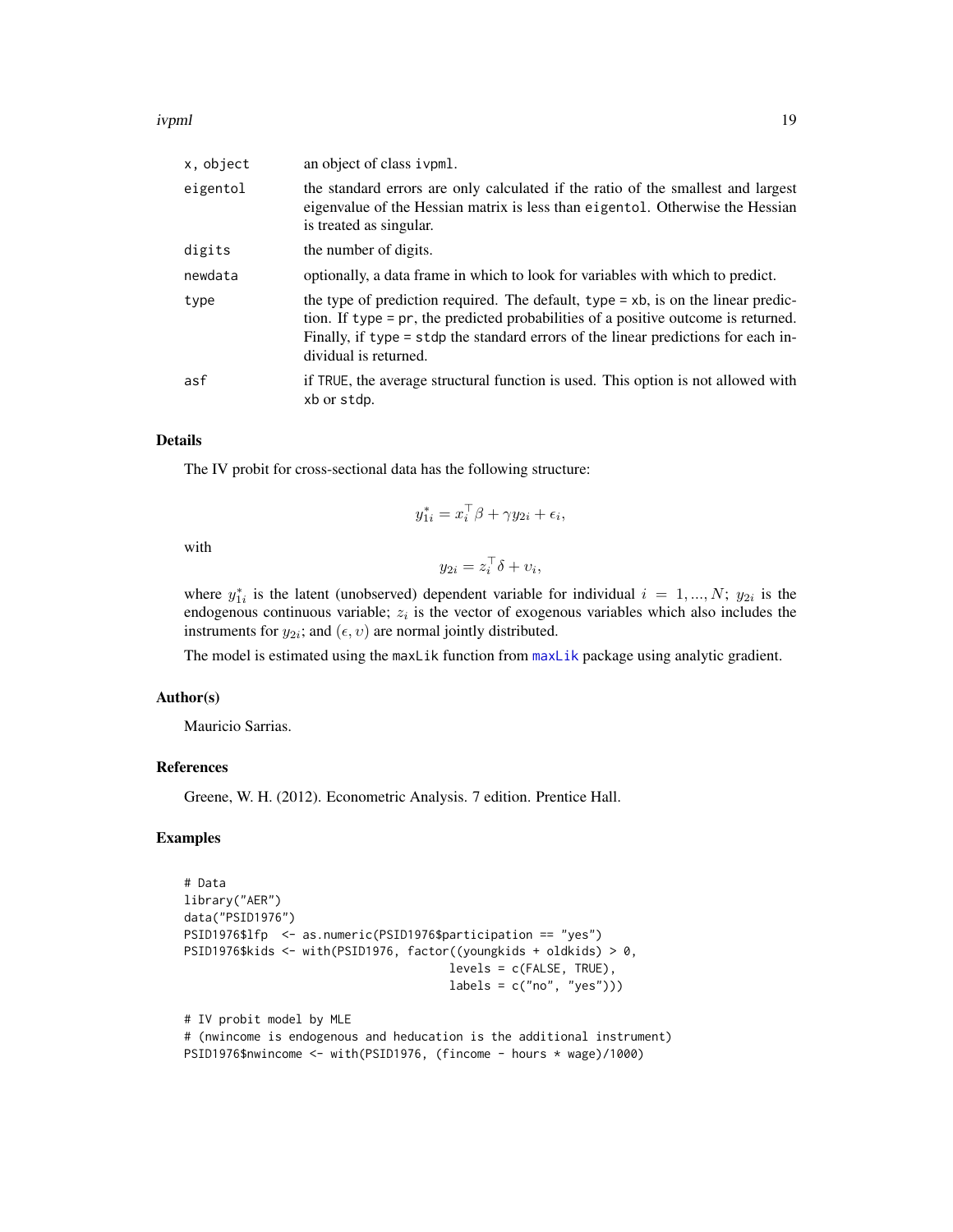| | |
|---|---|
| x, object | an object of class ivpml. |
| eigentol | the standard errors are only calculated if the ratio of the smallest and largest eigenvalue of the Hessian matrix is less than eigentol. Otherwise the Hessian is treated as singular. |
| digits | the number of digits. |
| newdata | optionally, a data frame in which to look for variables with which to predict. |
| type | the type of prediction required. The default, type = xb, is on the linear prediction. If type = pr, the predicted probabilities of a positive outcome is returned. Finally, if type = stdp the standard errors of the linear predictions for each individual is returned. |
| asf | if TRUE, the average structural function is used. This option is not allowed with xb or stdp. |

## Details

The IV probit for cross-sectional data has the following structure:

$$y_{1i}^{*} = x_i^{\top}\beta + \gamma y_{2i} + \epsilon_i,$$

with

$$y_{2i} = z_i^{\top}\delta + \upsilon_i,$$

where $y_{1i}^{*}$ is the latent (unobserved) dependent variable for individual $i = 1, ..., N$; $y_{2i}$ is the endogenous continuous variable; $z_i$ is the vector of exogenous variables which also includes the instruments for $y_{2i}$; and $(\epsilon, \upsilon)$ are normal jointly distributed.

The model is estimated using the maxLik function from maxLik package using analytic gradient.

## Author(s)

Mauricio Sarrias.

## References

Greene, W. H. (2012). Econometric Analysis. 7 edition. Prentice Hall.

## Examples

```
# Data
library("AER")
data("PSID1976")
PSID1976$lfp  <- as.numeric(PSID1976$participation == "yes")
PSID1976$kids <- with(PSID1976, factor((youngkids + oldkids) > 0,
                                       levels = c(FALSE, TRUE),
                                       labels = c("no", "yes")))

# IV probit model by MLE
# (nwincome is endogenous and heducation is the additional instrument)
PSID1976$nwincome <- with(PSID1976, (fincome - hours * wage)/1000)
```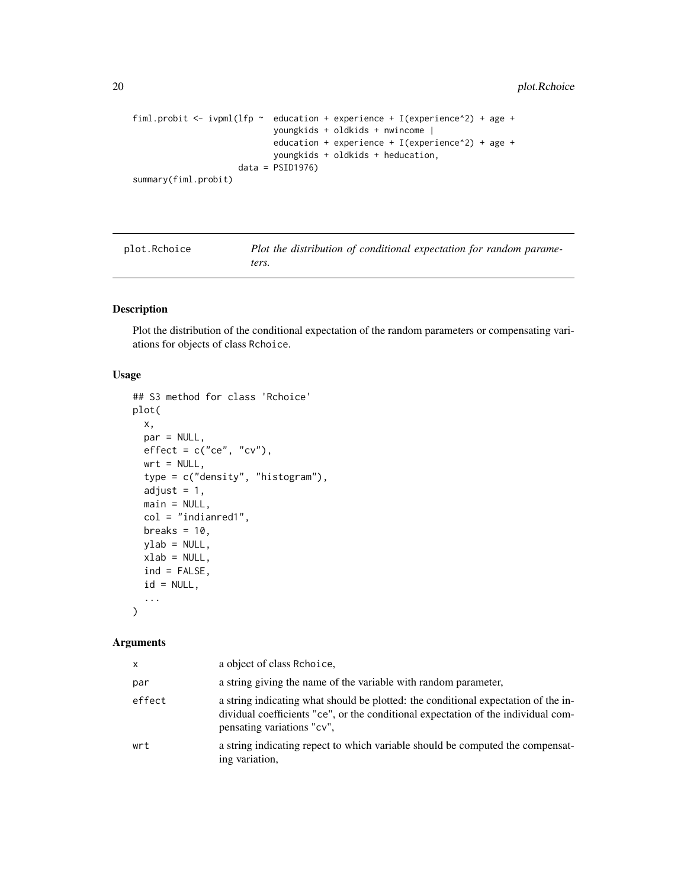```
fiml.probit <- ivpml(lfp ~  education + experience + I(experience^2) + age +
                            youngkids + oldkids + nwincome |
                            education + experience + I(experience^2) + age +
                            youngkids + oldkids + heducation,
                     data = PSID1976)
summary(fiml.probit)
```

## plot.Rchoice — *Plot the distribution of conditional expectation for random parameters.*

### Description

Plot the distribution of the conditional expectation of the random parameters or compensating variations for objects of class Rchoice.

### Usage

```
## S3 method for class 'Rchoice'
plot(
  x,
  par = NULL,
  effect = c("ce", "cv"),
  wrt = NULL,
  type = c("density", "histogram"),
  adjust = 1,
  main = NULL,
  col = "indianred1",
  breaks = 10,
  ylab = NULL,
  xlab = NULL,
  ind = FALSE,
  id = NULL,
  ...
)
```

### Arguments

| | |
|---|---|
| x | a object of class Rchoice, |
| par | a string giving the name of the variable with random parameter, |
| effect | a string indicating what should be plotted: the conditional expectation of the individual coefficients "ce", or the conditional expectation of the individual compensating variations "cv", |
| wrt | a string indicating repect to which variable should be computed the compensating variation, |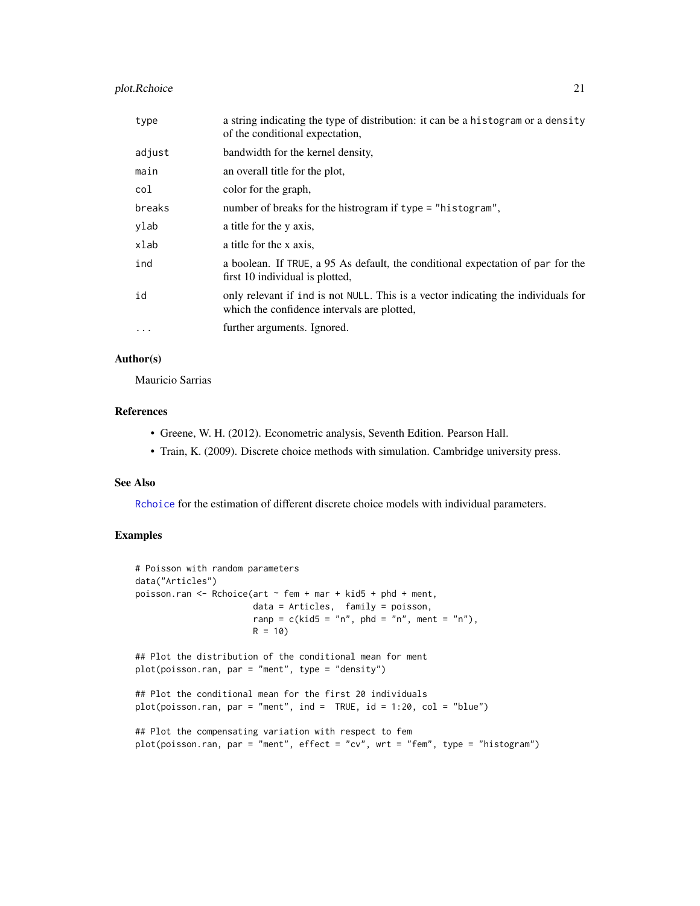| | |
|---|---|
| type | a string indicating the type of distribution: it can be a histogram or a density of the conditional expectation, |
| adjust | bandwidth for the kernel density, |
| main | an overall title for the plot, |
| col | color for the graph, |
| breaks | number of breaks for the histrogram if type = "histogram", |
| ylab | a title for the y axis, |
| xlab | a title for the x axis, |
| ind | a boolean. If TRUE, a 95 As default, the conditional expectation of par for the first 10 individual is plotted, |
| id | only relevant if ind is not NULL. This is a vector indicating the individuals for which the confidence intervals are plotted, |
| ... | further arguments. Ignored. |

## Author(s)

Mauricio Sarrias

## References

- Greene, W. H. (2012). Econometric analysis, Seventh Edition. Pearson Hall.
- Train, K. (2009). Discrete choice methods with simulation. Cambridge university press.

## See Also

Rchoice for the estimation of different discrete choice models with individual parameters.

## Examples

```
# Poisson with random parameters
data("Articles")
poisson.ran <- Rchoice(art ~ fem + mar + kid5 + phd + ment,
                       data = Articles,  family = poisson,
                       ranp = c(kid5 = "n", phd = "n", ment = "n"),
                       R = 10)

## Plot the distribution of the conditional mean for ment
plot(poisson.ran, par = "ment", type = "density")

## Plot the conditional mean for the first 20 individuals
plot(poisson.ran, par = "ment", ind =  TRUE, id = 1:20, col = "blue")

## Plot the compensating variation with respect to fem
plot(poisson.ran, par = "ment", effect = "cv", wrt = "fem", type = "histogram")
```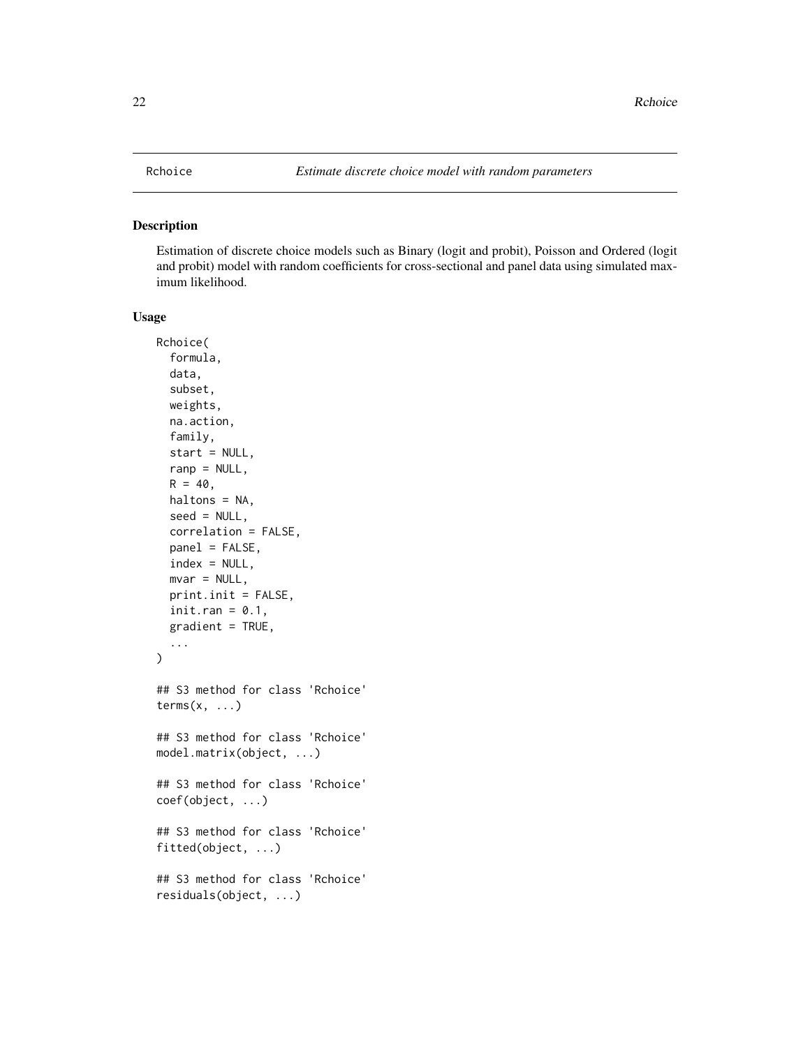Rchoice *Estimate discrete choice model with random parameters*

## Description

Estimation of discrete choice models such as Binary (logit and probit), Poisson and Ordered (logit and probit) model with random coefficients for cross-sectional and panel data using simulated maximum likelihood.

## Usage

```
Rchoice(
  formula,
  data,
  subset,
  weights,
  na.action,
  family,
  start = NULL,
  ranp = NULL,
  R = 40,
  haltons = NA,
  seed = NULL,
  correlation = FALSE,
  panel = FALSE,
  index = NULL,
  mvar = NULL,
  print.init = FALSE,
  init.ran = 0.1,
  gradient = TRUE,
  ...
)

## S3 method for class 'Rchoice'
terms(x, ...)

## S3 method for class 'Rchoice'
model.matrix(object, ...)

## S3 method for class 'Rchoice'
coef(object, ...)

## S3 method for class 'Rchoice'
fitted(object, ...)

## S3 method for class 'Rchoice'
residuals(object, ...)
```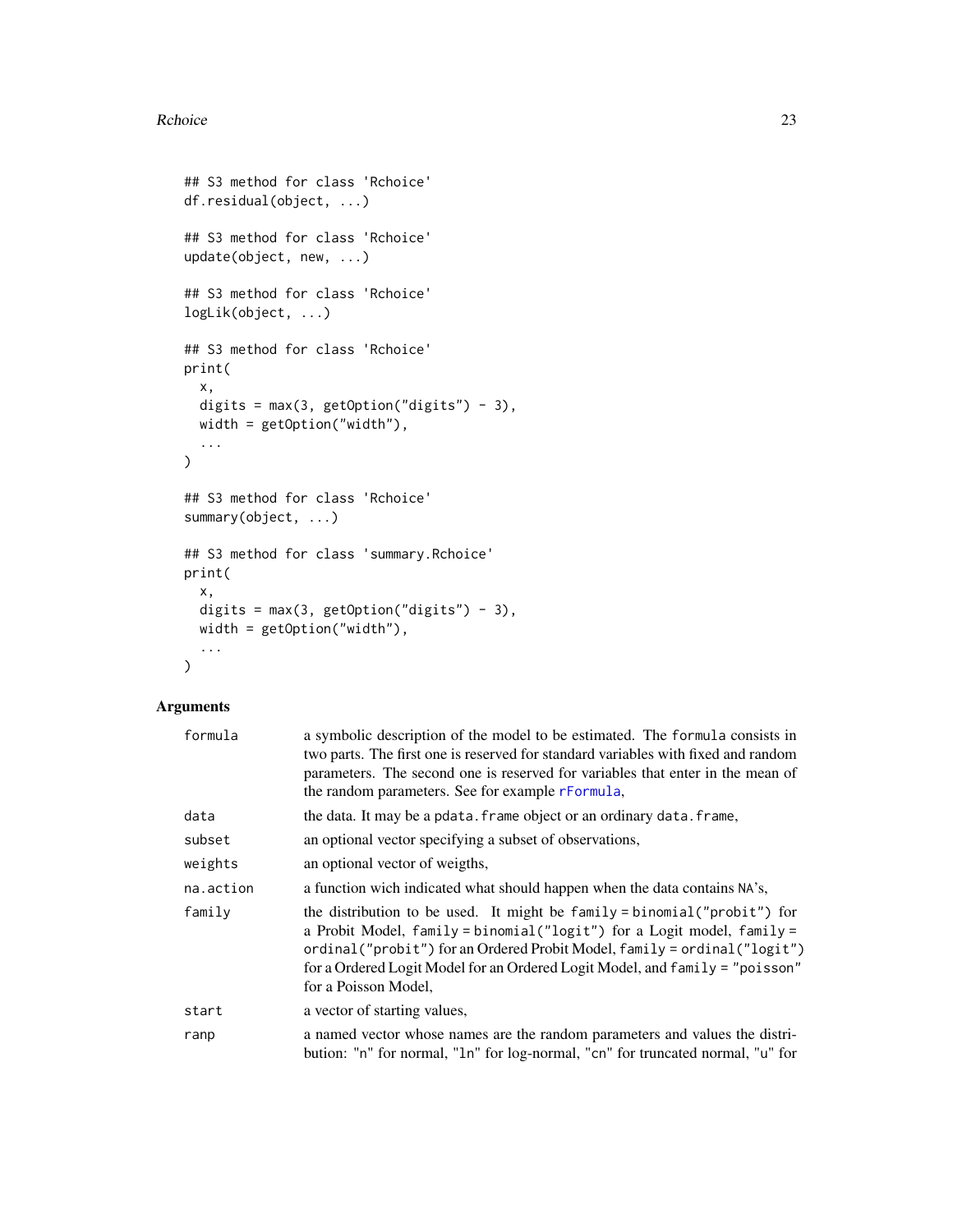```
## S3 method for class 'Rchoice'
df.residual(object, ...)

## S3 method for class 'Rchoice'
update(object, new, ...)

## S3 method for class 'Rchoice'
logLik(object, ...)

## S3 method for class 'Rchoice'
print(
  x,
  digits = max(3, getOption("digits") - 3),
  width = getOption("width"),
  ...
)

## S3 method for class 'Rchoice'
summary(object, ...)

## S3 method for class 'summary.Rchoice'
print(
  x,
  digits = max(3, getOption("digits") - 3),
  width = getOption("width"),
  ...
)
```

### Arguments

| | |
|---|---|
| `formula` | a symbolic description of the model to be estimated. The `formula` consists in two parts. The first one is reserved for standard variables with fixed and random parameters. The second one is reserved for variables that enter in the mean of the random parameters. See for example `rFormula`, |
| `data` | the data. It may be a `pdata.frame` object or an ordinary `data.frame`, |
| `subset` | an optional vector specifying a subset of observations, |
| `weights` | an optional vector of weigths, |
| `na.action` | a function wich indicated what should happen when the data contains `NA`'s, |
| `family` | the distribution to be used. It might be `family = binomial("probit")` for a Probit Model, `family = binomial("logit")` for a Logit model, `family = ordinal("probit")` for an Ordered Probit Model, `family = ordinal("logit")` for a Ordered Logit Model for an Ordered Logit Model, and `family = "poisson"` for a Poisson Model, |
| `start` | a vector of starting values, |
| `ranp` | a named vector whose names are the random parameters and values the distribution: "`n`" for normal, "`ln`" for log-normal, "`cn`" for truncated normal, "`u`" for |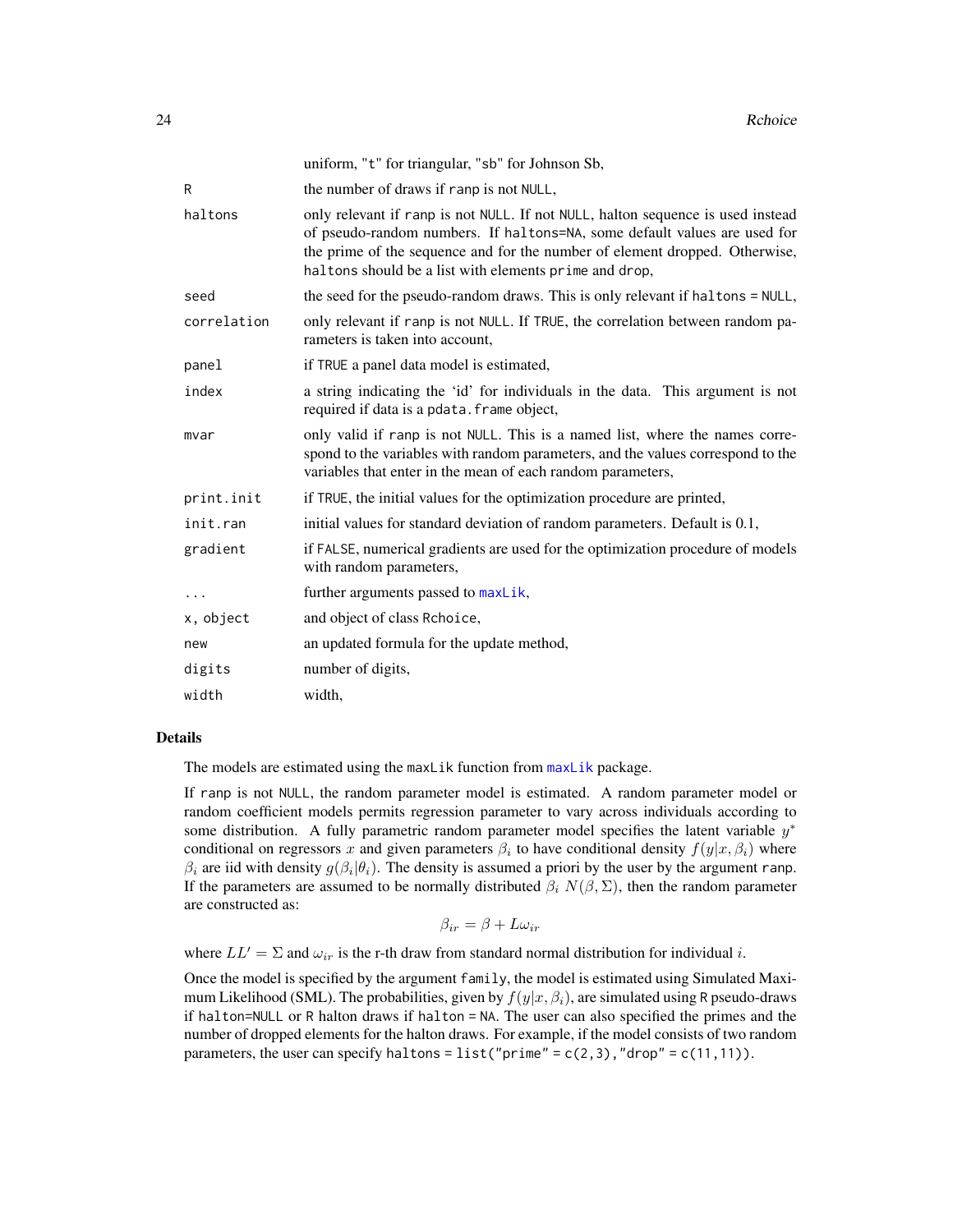| | |
|---|---|
| | uniform, "t" for triangular, "sb" for Johnson Sb, |
| R | the number of draws if `ranp` is not `NULL`, |
| haltons | only relevant if `ranp` is not `NULL`. If not `NULL`, halton sequence is used instead of pseudo-random numbers. If `haltons=NA`, some default values are used for the prime of the sequence and for the number of element dropped. Otherwise, `haltons` should be a list with elements `prime` and `drop`, |
| seed | the seed for the pseudo-random draws. This is only relevant if `haltons = NULL`, |
| correlation | only relevant if `ranp` is not `NULL`. If `TRUE`, the correlation between random parameters is taken into account, |
| panel | if `TRUE` a panel data model is estimated, |
| index | a string indicating the 'id' for individuals in the data. This argument is not required if data is a `pdata.frame` object, |
| mvar | only valid if `ranp` is not `NULL`. This is a named list, where the names correspond to the variables with random parameters, and the values correspond to the variables that enter in the mean of each random parameters, |
| print.init | if `TRUE`, the initial values for the optimization procedure are printed, |
| init.ran | initial values for standard deviation of random parameters. Default is 0.1, |
| gradient | if `FALSE`, numerical gradients are used for the optimization procedure of models with random parameters, |
| ... | further arguments passed to `maxLik`, |
| x, object | and object of class `Rchoice`, |
| new | an updated formula for the update method, |
| digits | number of digits, |
| width | width, |

## Details

The models are estimated using the `maxLik` function from `maxLik` package.

If `ranp` is not `NULL`, the random parameter model is estimated. A random parameter model or random coefficient models permits regression parameter to vary across individuals according to some distribution. A fully parametric random parameter model specifies the latent variable $y^*$ conditional on regressors $x$ and given parameters $\beta_i$ to have conditional density $f(y|x, \beta_i)$ where $\beta_i$ are iid with density $g(\beta_i|\theta_i)$. The density is assumed a priori by the user by the argument `ranp`. If the parameters are assumed to be normally distributed $\beta_i$ $N(\beta, \Sigma)$, then the random parameter are constructed as:

$$\beta_{ir} = \beta + L\omega_{ir}$$

where $LL' = \Sigma$ and $\omega_{ir}$ is the r-th draw from standard normal distribution for individual $i$.

Once the model is specified by the argument `family`, the model is estimated using Simulated Maximum Likelihood (SML). The probabilities, given by $f(y|x, \beta_i)$, are simulated using R pseudo-draws if `halton=NULL` or R halton draws if `halton = NA`. The user can also specified the primes and the number of dropped elements for the halton draws. For example, if the model consists of two random parameters, the user can specify `haltons = list("prime" = c(2,3),"drop" = c(11,11))`.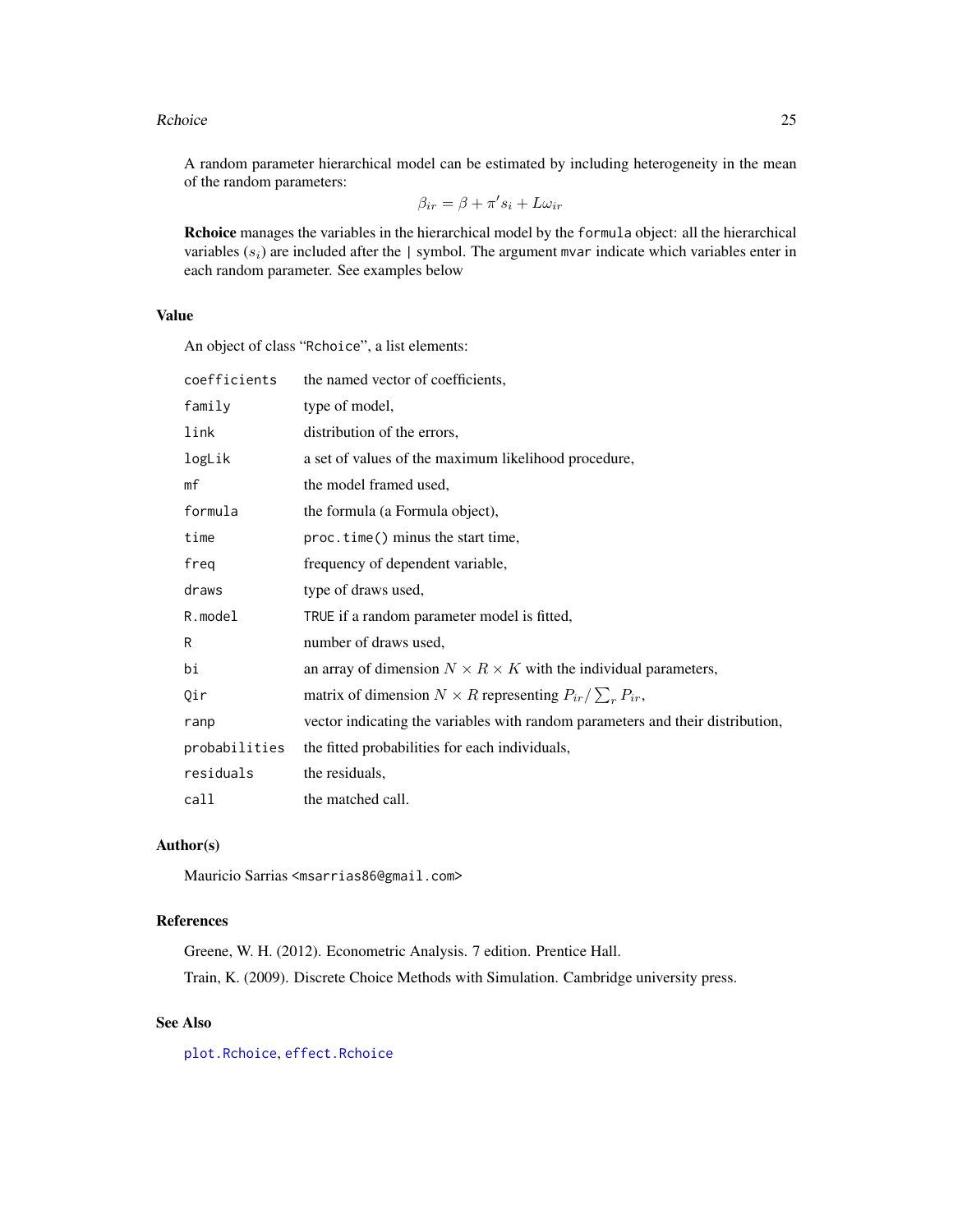A random parameter hierarchical model can be estimated by including heterogeneity in the mean of the random parameters:

$$\beta_{ir} = \beta + \pi' s_i + L\omega_{ir}$$

**Rchoice** manages the variables in the hierarchical model by the `formula` object: all the hierarchical variables ($s_i$) are included after the `|` symbol. The argument `mvar` indicate which variables enter in each random parameter. See examples below

## Value

An object of class "`Rchoice`", a list elements:

| | |
|---|---|
| `coefficients` | the named vector of coefficients, |
| `family` | type of model, |
| `link` | distribution of the errors, |
| `logLik` | a set of values of the maximum likelihood procedure, |
| `mf` | the model framed used, |
| `formula` | the formula (a Formula object), |
| `time` | `proc.time()` minus the start time, |
| `freq` | frequency of dependent variable, |
| `draws` | type of draws used, |
| `R.model` | `TRUE` if a random parameter model is fitted, |
| `R` | number of draws used, |
| `bi` | an array of dimension $N \times R \times K$ with the individual parameters, |
| `Qir` | matrix of dimension $N \times R$ representing $P_{ir}/\sum_r P_{ir}$, |
| `ranp` | vector indicating the variables with random parameters and their distribution, |
| `probabilities` | the fitted probabilities for each individuals, |
| `residuals` | the residuals, |
| `call` | the matched call. |

## Author(s)

Mauricio Sarrias <msarrias86@gmail.com>

## References

Greene, W. H. (2012). Econometric Analysis. 7 edition. Prentice Hall.

Train, K. (2009). Discrete Choice Methods with Simulation. Cambridge university press.

## See Also

`plot.Rchoice`, `effect.Rchoice`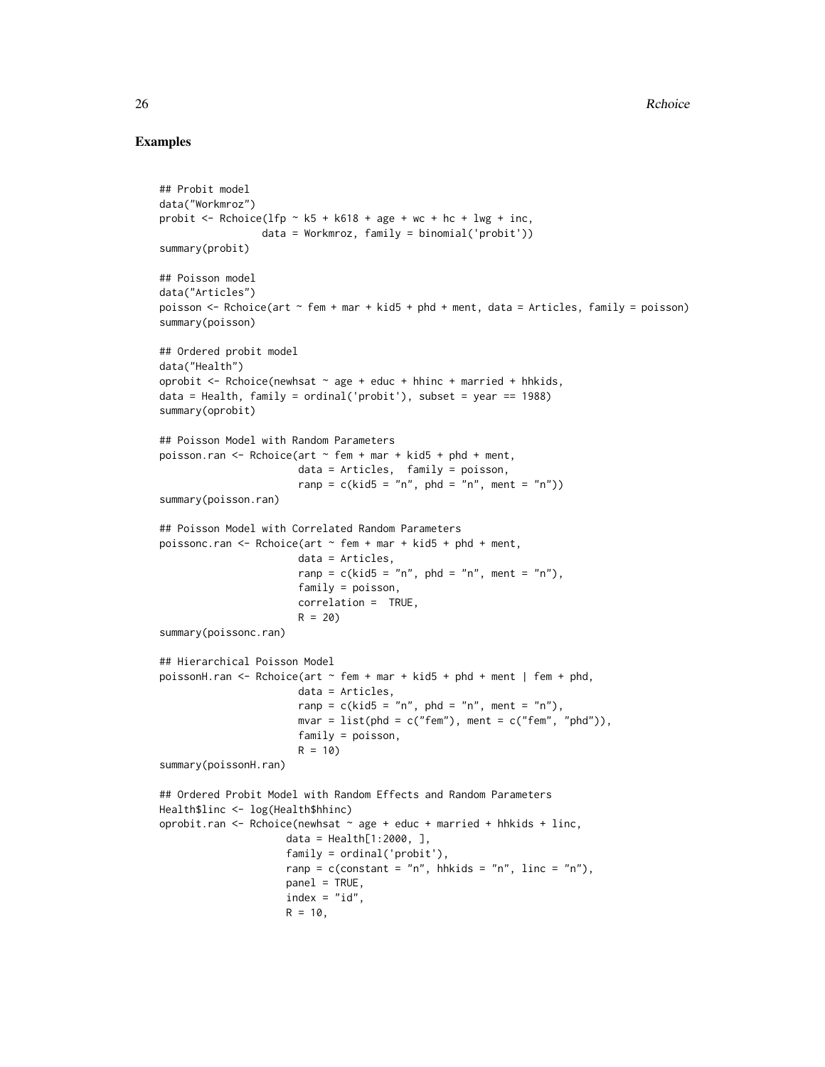### Examples

```
## Probit model
data("Workmroz")
probit <- Rchoice(lfp ~ k5 + k618 + age + wc + hc + lwg + inc,
                  data = Workmroz, family = binomial('probit'))
summary(probit)

## Poisson model
data("Articles")
poisson <- Rchoice(art ~ fem + mar + kid5 + phd + ment, data = Articles, family = poisson)
summary(poisson)

## Ordered probit model
data("Health")
oprobit <- Rchoice(newhsat ~ age + educ + hhinc + married + hhkids,
data = Health, family = ordinal('probit'), subset = year == 1988)
summary(oprobit)

## Poisson Model with Random Parameters
poisson.ran <- Rchoice(art ~ fem + mar + kid5 + phd + ment,
                       data = Articles,  family = poisson,
                       ranp = c(kid5 = "n", phd = "n", ment = "n"))
summary(poisson.ran)

## Poisson Model with Correlated Random Parameters
poissonc.ran <- Rchoice(art ~ fem + mar + kid5 + phd + ment,
                       data = Articles,
                       ranp = c(kid5 = "n", phd = "n", ment = "n"),
                       family = poisson,
                       correlation =  TRUE,
                       R = 20)
summary(poissonc.ran)

## Hierarchical Poisson Model
poissonH.ran <- Rchoice(art ~ fem + mar + kid5 + phd + ment | fem + phd,
                       data = Articles,
                       ranp = c(kid5 = "n", phd = "n", ment = "n"),
                       mvar = list(phd = c("fem"), ment = c("fem", "phd")),
                       family = poisson,
                       R = 10)
summary(poissonH.ran)

## Ordered Probit Model with Random Effects and Random Parameters
Health$linc <- log(Health$hhinc)
oprobit.ran <- Rchoice(newhsat ~ age + educ + married + hhkids + linc,
                     data = Health[1:2000, ],
                     family = ordinal('probit'),
                     ranp = c(constant = "n", hhkids = "n", linc = "n"),
                     panel = TRUE,
                     index = "id",
                     R = 10,
```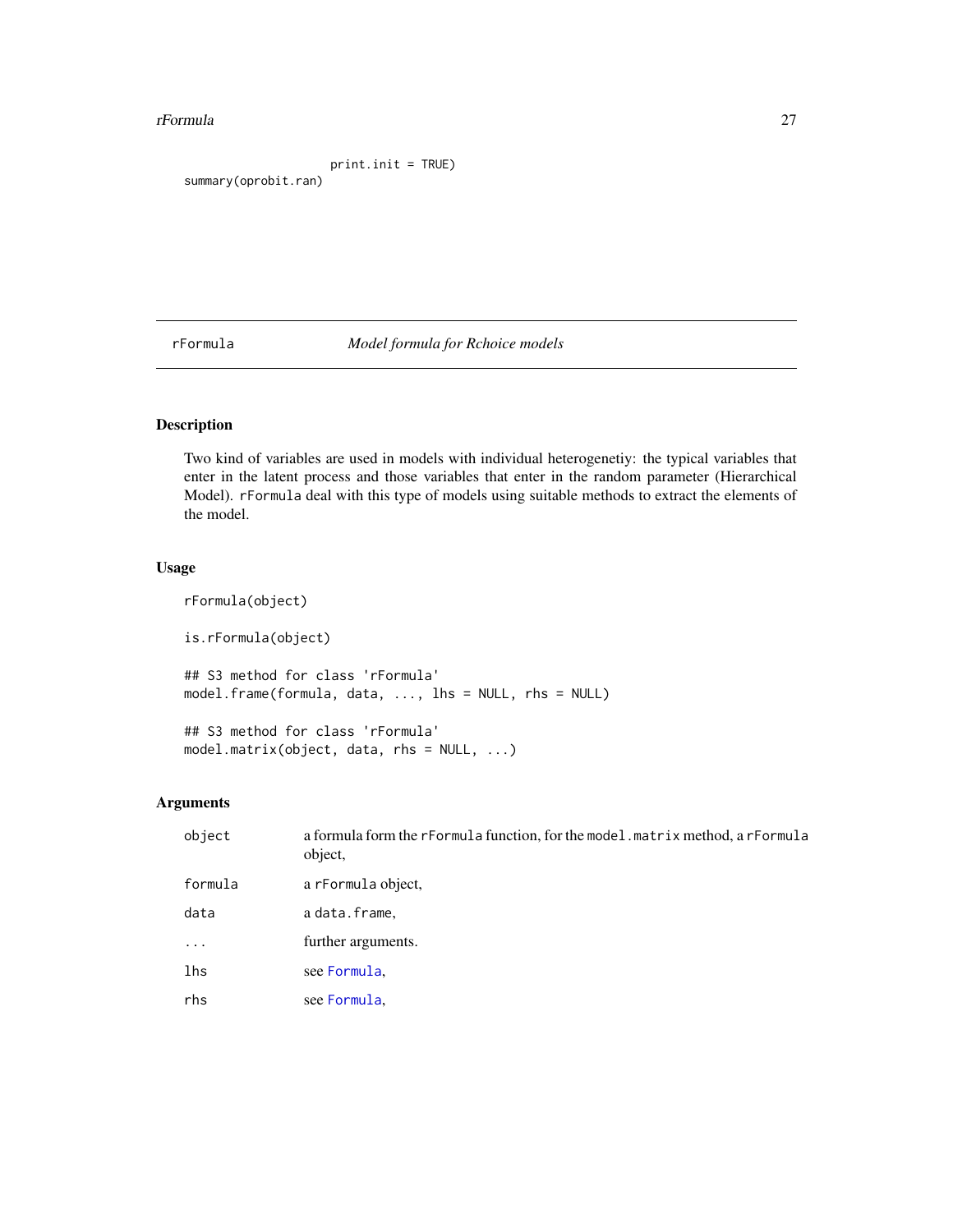```
                        print.init = TRUE)
summary(oprobit.ran)
```

## rFormula — *Model formula for Rchoice models*

### Description

Two kind of variables are used in models with individual heterogenetiy: the typical variables that enter in the latent process and those variables that enter in the random parameter (Hierarchical Model). `rFormula` deal with this type of models using suitable methods to extract the elements of the model.

### Usage

```
rFormula(object)

is.rFormula(object)

## S3 method for class 'rFormula'
model.frame(formula, data, ..., lhs = NULL, rhs = NULL)

## S3 method for class 'rFormula'
model.matrix(object, data, rhs = NULL, ...)
```

### Arguments

| | |
|---|---|
| `object` | a formula form the `rFormula` function, for the `model.matrix` method, a `rFormula` object, |
| `formula` | a `rFormula` object, |
| `data` | a `data.frame`, |
| `...` | further arguments. |
| `lhs` | see `Formula`, |
| `rhs` | see `Formula`, |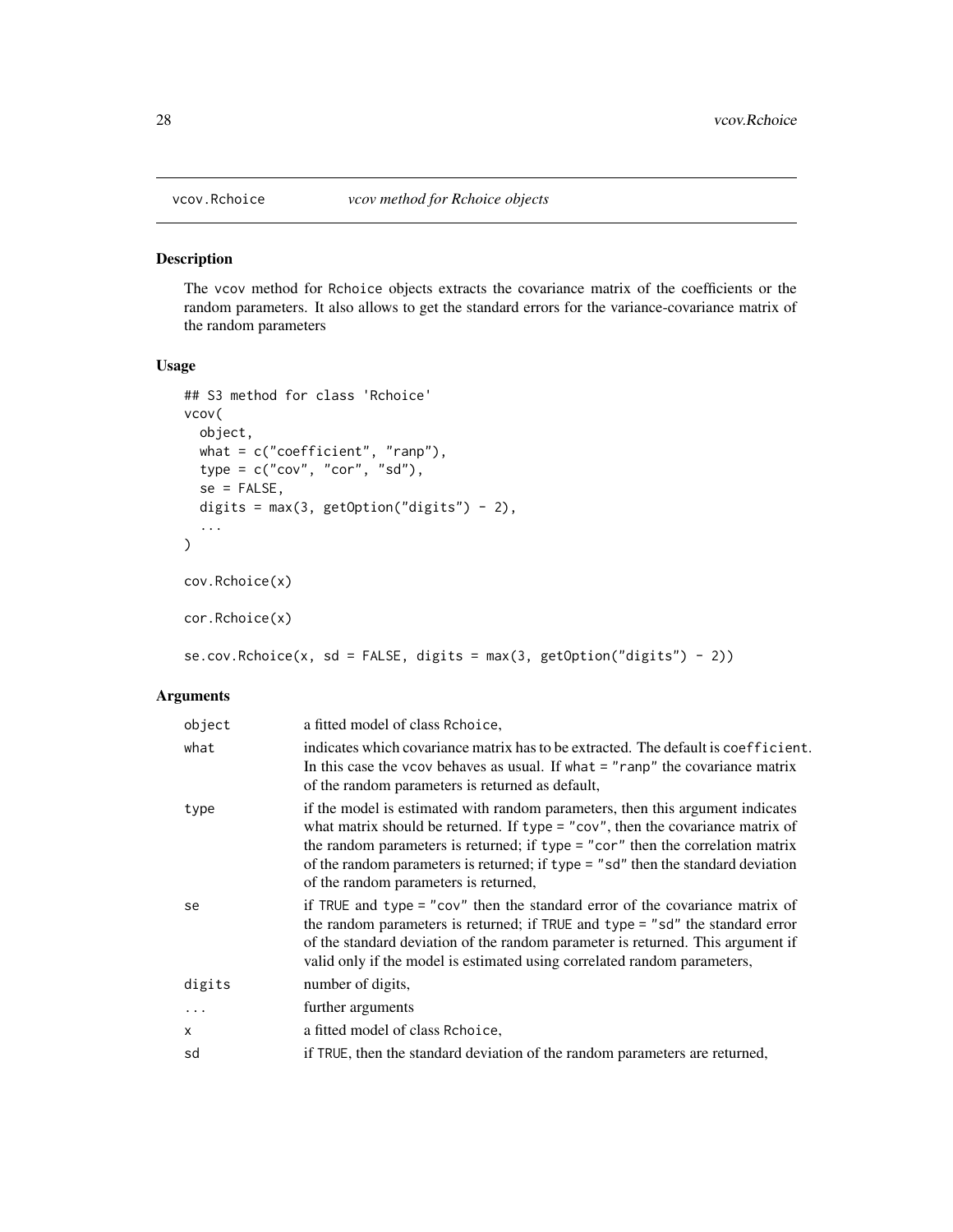## vcov.Rchoice    *vcov method for Rchoice objects*

### Description

The vcov method for Rchoice objects extracts the covariance matrix of the coefficients or the random parameters. It also allows to get the standard errors for the variance-covariance matrix of the random parameters

### Usage

```
## S3 method for class 'Rchoice'
vcov(
  object,
  what = c("coefficient", "ranp"),
  type = c("cov", "cor", "sd"),
  se = FALSE,
  digits = max(3, getOption("digits") - 2),
  ...
)

cov.Rchoice(x)

cor.Rchoice(x)

se.cov.Rchoice(x, sd = FALSE, digits = max(3, getOption("digits") - 2))
```

### Arguments

| | |
|---|---|
| object | a fitted model of class Rchoice, |
| what | indicates which covariance matrix has to be extracted. The default is coefficient. In this case the vcov behaves as usual. If what = "ranp" the covariance matrix of the random parameters is returned as default, |
| type | if the model is estimated with random parameters, then this argument indicates what matrix should be returned. If type = "cov", then the covariance matrix of the random parameters is returned; if type = "cor" then the correlation matrix of the random parameters is returned; if type = "sd" then the standard deviation of the random parameters is returned, |
| se | if TRUE and type = "cov" then the standard error of the covariance matrix of the random parameters is returned; if TRUE and type = "sd" the standard error of the standard deviation of the random parameter is returned. This argument if valid only if the model is estimated using correlated random parameters, |
| digits | number of digits, |
| ... | further arguments |
| x | a fitted model of class Rchoice, |
| sd | if TRUE, then the standard deviation of the random parameters are returned, |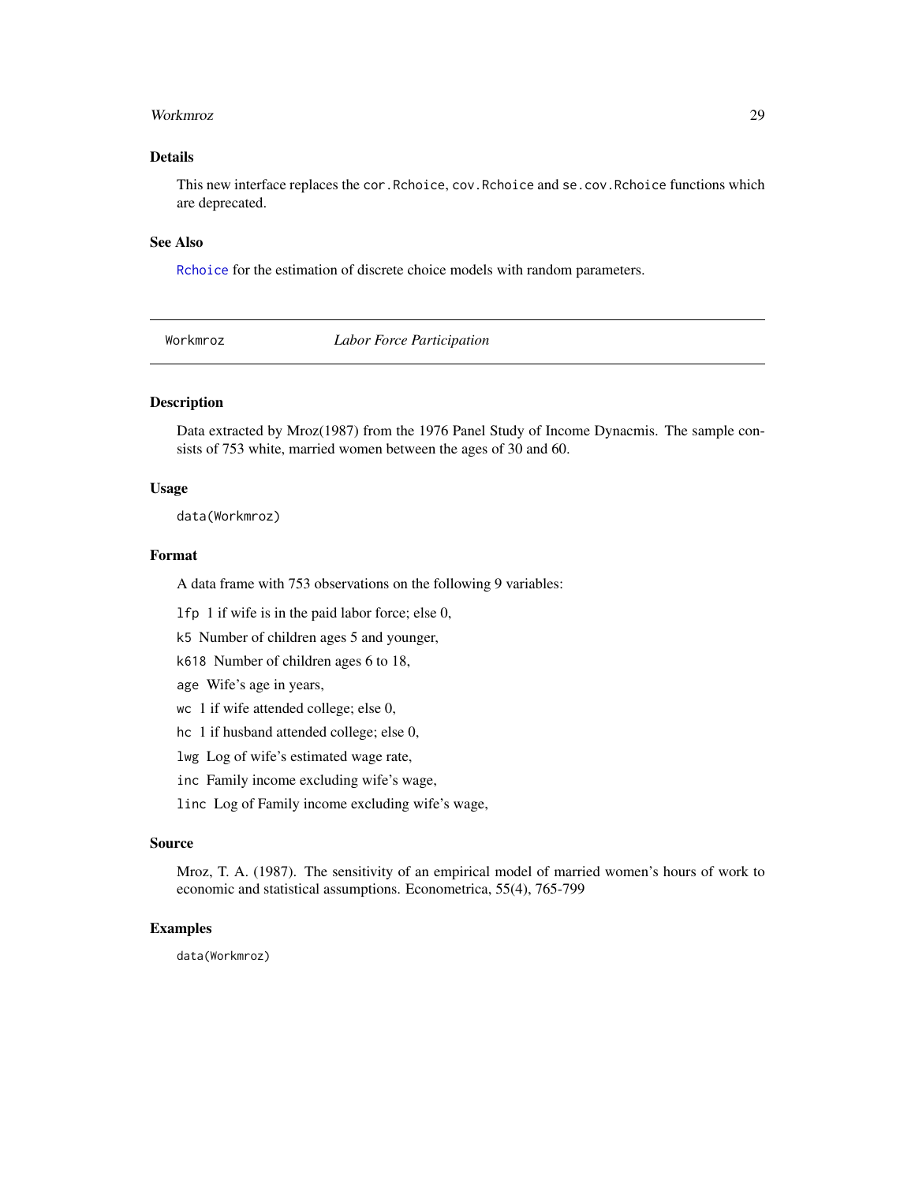### Details

This new interface replaces the `cor.Rchoice`, `cov.Rchoice` and `se.cov.Rchoice` functions which are deprecated.

### See Also

`Rchoice` for the estimation of discrete choice models with random parameters.

---

## Workmroz — *Labor Force Participation*

---

### Description

Data extracted by Mroz(1987) from the 1976 Panel Study of Income Dynacmis. The sample consists of 753 white, married women between the ages of 30 and 60.

### Usage

```
data(Workmroz)
```

### Format

A data frame with 753 observations on the following 9 variables:

`lfp` 1 if wife is in the paid labor force; else 0,

`k5` Number of children ages 5 and younger,

`k618` Number of children ages 6 to 18,

`age` Wife's age in years,

`wc` 1 if wife attended college; else 0,

`hc` 1 if husband attended college; else 0,

`lwg` Log of wife's estimated wage rate,

`inc` Family income excluding wife's wage,

`linc` Log of Family income excluding wife's wage,

### Source

Mroz, T. A. (1987). The sensitivity of an empirical model of married women's hours of work to economic and statistical assumptions. Econometrica, 55(4), 765-799

### Examples

```
data(Workmroz)
```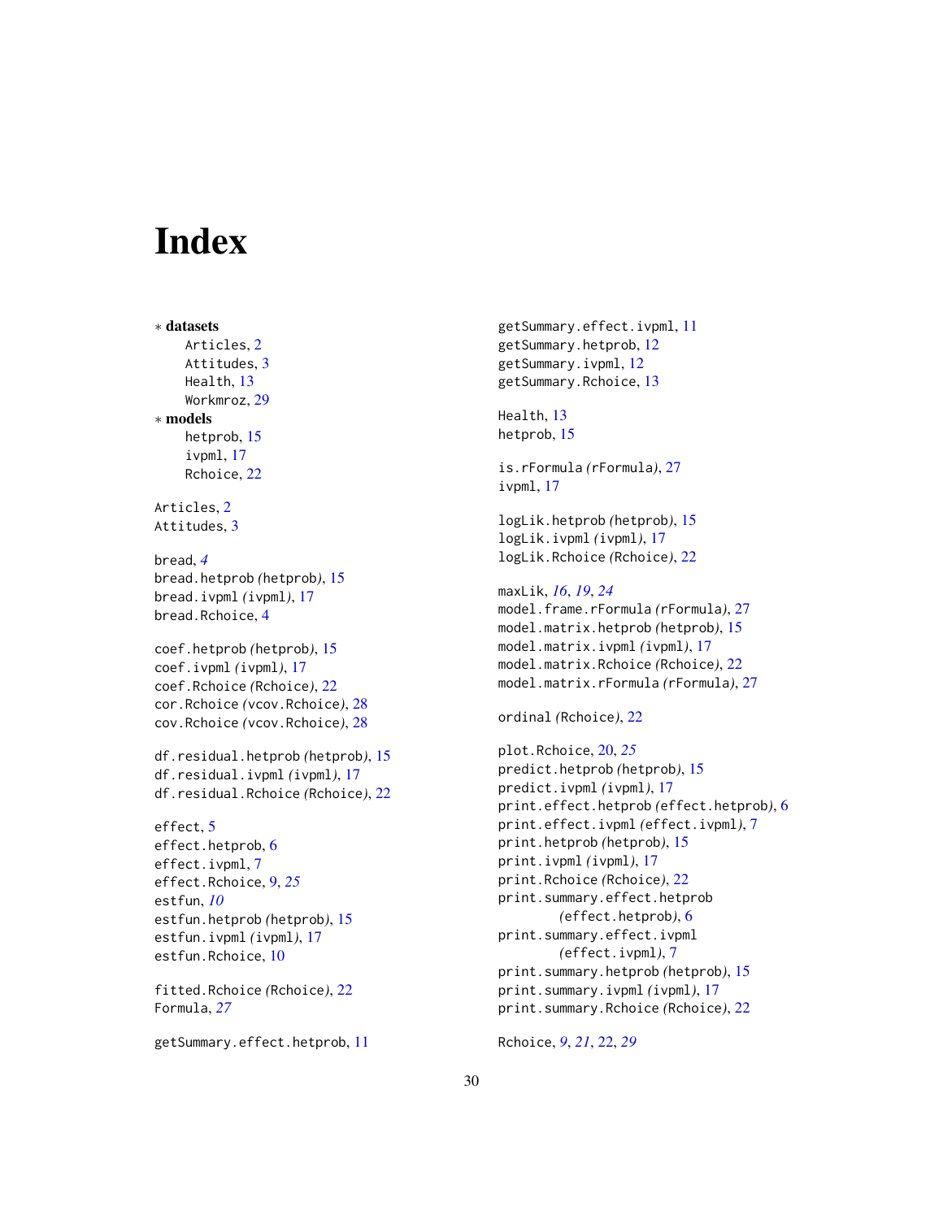# Index

* **datasets**
  - Articles, 2
  - Attitudes, 3
  - Health, 13
  - Workmroz, 29
* **models**
  - hetprob, 15
  - ivpml, 17
  - Rchoice, 22

Articles, 2
Attitudes, 3

bread, *4*
bread.hetprob *(hetprob)*, 15
bread.ivpml *(ivpml)*, 17
bread.Rchoice, 4

coef.hetprob *(hetprob)*, 15
coef.ivpml *(ivpml)*, 17
coef.Rchoice *(Rchoice)*, 22
cor.Rchoice *(vcov.Rchoice)*, 28
cov.Rchoice *(vcov.Rchoice)*, 28

df.residual.hetprob *(hetprob)*, 15
df.residual.ivpml *(ivpml)*, 17
df.residual.Rchoice *(Rchoice)*, 22

effect, 5
effect.hetprob, 6
effect.ivpml, 7
effect.Rchoice, 9, *25*
estfun, *10*
estfun.hetprob *(hetprob)*, 15
estfun.ivpml *(ivpml)*, 17
estfun.Rchoice, 10

fitted.Rchoice *(Rchoice)*, 22
Formula, *27*

getSummary.effect.hetprob, 11
getSummary.effect.ivpml, 11
getSummary.hetprob, 12
getSummary.ivpml, 12
getSummary.Rchoice, 13

Health, 13
hetprob, 15

is.rFormula *(rFormula)*, 27
ivpml, 17

logLik.hetprob *(hetprob)*, 15
logLik.ivpml *(ivpml)*, 17
logLik.Rchoice *(Rchoice)*, 22

maxLik, *16*, *19*, *24*
model.frame.rFormula *(rFormula)*, 27
model.matrix.hetprob *(hetprob)*, 15
model.matrix.ivpml *(ivpml)*, 17
model.matrix.Rchoice *(Rchoice)*, 22
model.matrix.rFormula *(rFormula)*, 27

ordinal *(Rchoice)*, 22

plot.Rchoice, 20, *25*
predict.hetprob *(hetprob)*, 15
predict.ivpml *(ivpml)*, 17
print.effect.hetprob *(effect.hetprob)*, 6
print.effect.ivpml *(effect.ivpml)*, 7
print.hetprob *(hetprob)*, 15
print.ivpml *(ivpml)*, 17
print.Rchoice *(Rchoice)*, 22
print.summary.effect.hetprob *(effect.hetprob)*, 6
print.summary.effect.ivpml *(effect.ivpml)*, 7
print.summary.hetprob *(hetprob)*, 15
print.summary.ivpml *(ivpml)*, 17
print.summary.Rchoice *(Rchoice)*, 22

Rchoice, *9*, *21*, 22, *29*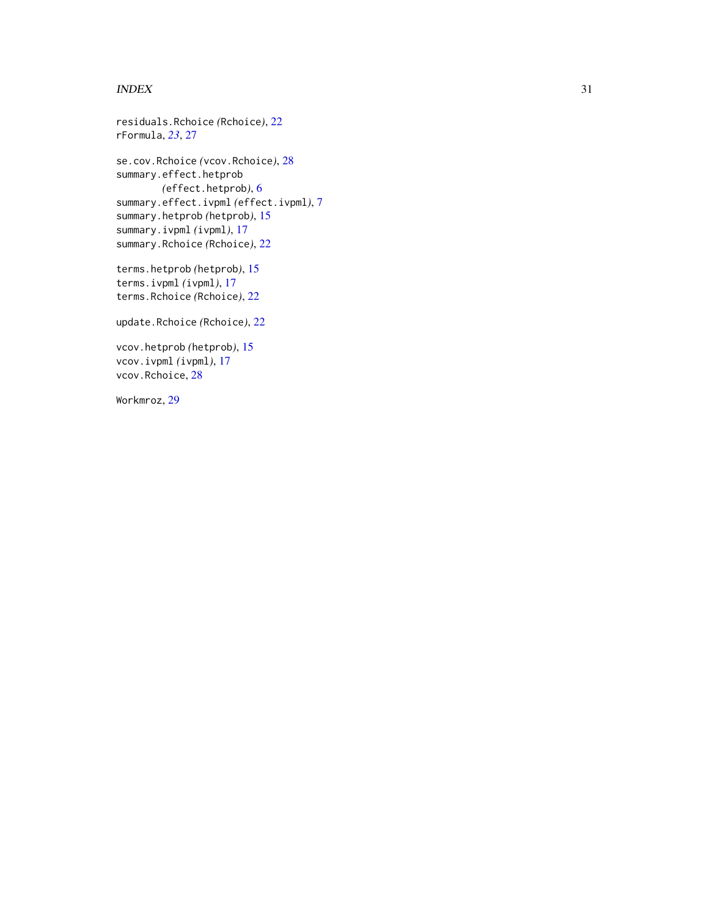residuals.Rchoice *(Rchoice)*, 22
rFormula, *23*, 27

se.cov.Rchoice *(vcov.Rchoice)*, 28
summary.effect.hetprob
        *(effect.hetprob)*, 6
summary.effect.ivpml *(effect.ivpml)*, 7
summary.hetprob *(hetprob)*, 15
summary.ivpml *(ivpml)*, 17
summary.Rchoice *(Rchoice)*, 22

terms.hetprob *(hetprob)*, 15
terms.ivpml *(ivpml)*, 17
terms.Rchoice *(Rchoice)*, 22

update.Rchoice *(Rchoice)*, 22

vcov.hetprob *(hetprob)*, 15
vcov.ivpml *(ivpml)*, 17
vcov.Rchoice, 28

Workmroz, 29